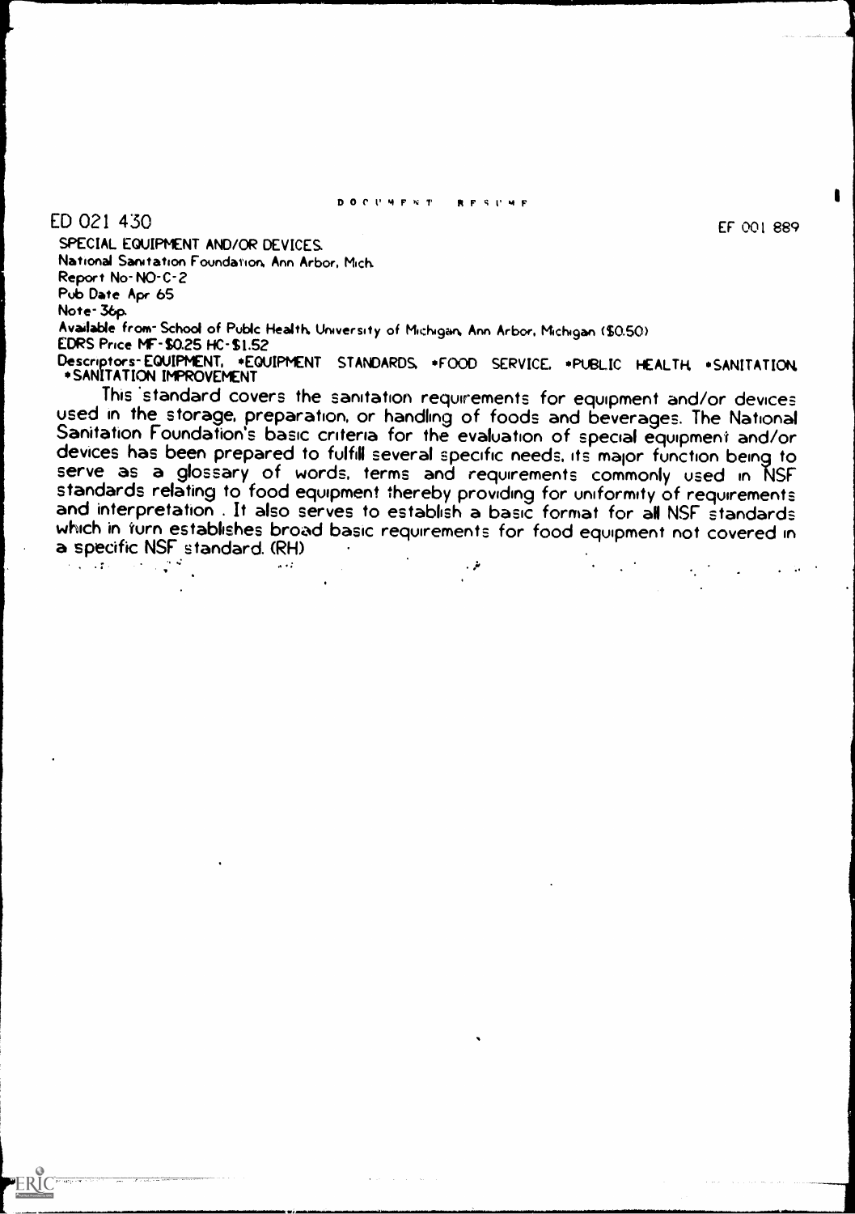DOCUMENT RESUME

ED 021 430 EF 001 889

SPECIAL EQUIPMENT AND/OR DEVICES.

National Sanitation Foundation, Ann Arbor, Mich.

Report No-NO-C-2

Pub Date Apr 65

Note-36p.

Available from-School of Public Health, University of Michigan, Ann Arbor, Michigan ($0.50)

EDRS Price MF-$0.25 HC-$1.52

Descriptors-EQUIPMENT, *EQUIPMENT STANDARDS, *FOOD SERVICE, *PUBLIC HEALTH, *SANITATION, *SANITATION IMPROVEMENT

This standard covers the sanitation requirements for equipment and/or devices used in the storage, preparation, or handling of foods and beverages. The National Sanitation Foundation's basic criteria for the evaluation of special equipment and/or devices has been prepared to fulfill several specific needs, its major function being to serve as a glossary of words, terms and requirements commonly used in NSF standards relating to food equipment thereby providing for uniformity of requirements and interpretation. It also serves to establish a basic format for all NSF standards which in turn establishes broad basic requirements for food equipment not covered in a specific NSF standard. (RH)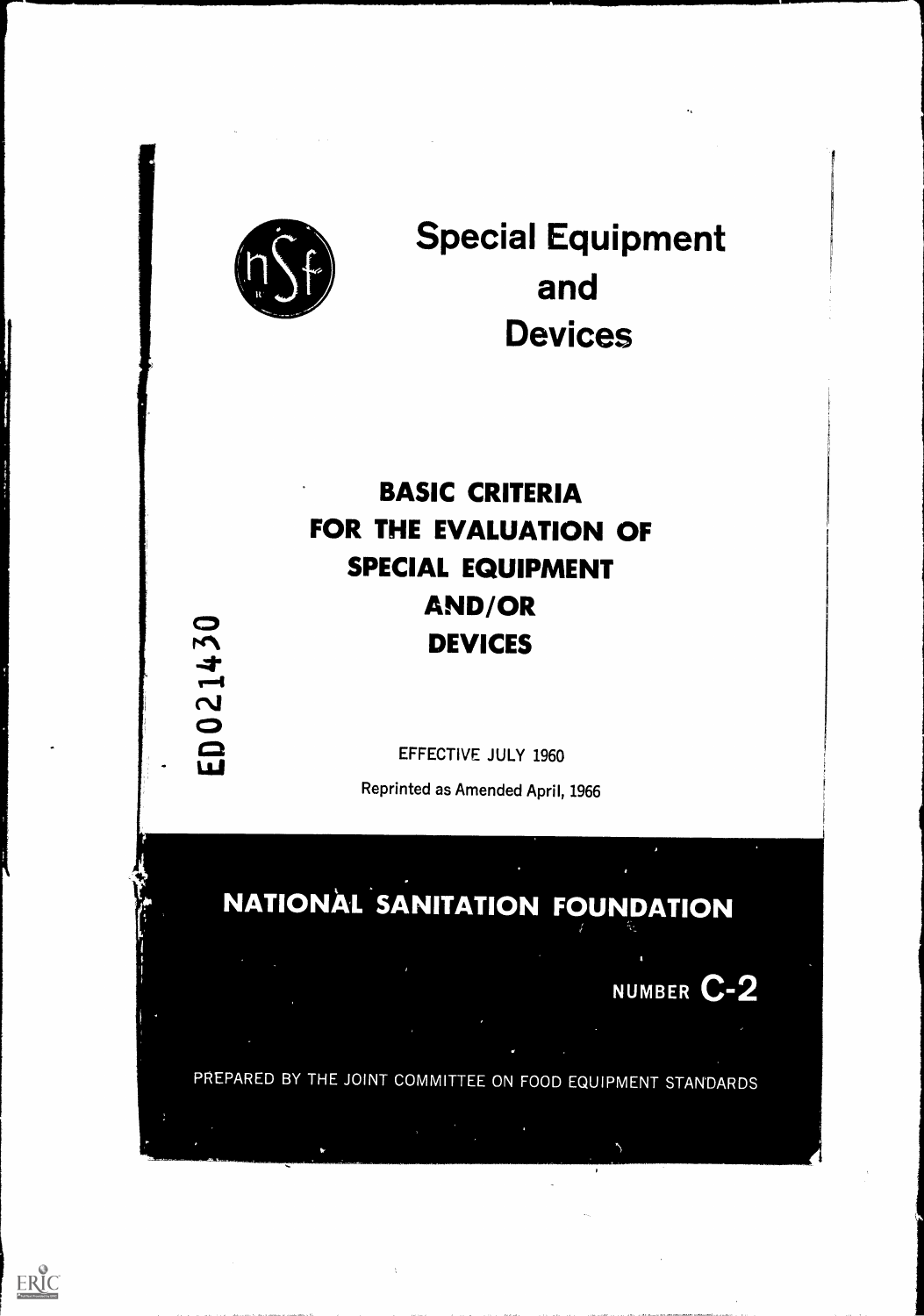# Special Equipment and Devices

## BASIC CRITERIA FOR THE EVALUATION OF SPECIAL EQUIPMENT AND/OR DEVICES

ED021430

EFFECTIVE JULY 1960

Reprinted as Amended April, 1966

## NATIONAL SANITATION FOUNDATION

NUMBER C-2

PREPARED BY THE JOINT COMMITTEE ON FOOD EQUIPMENT STANDARDS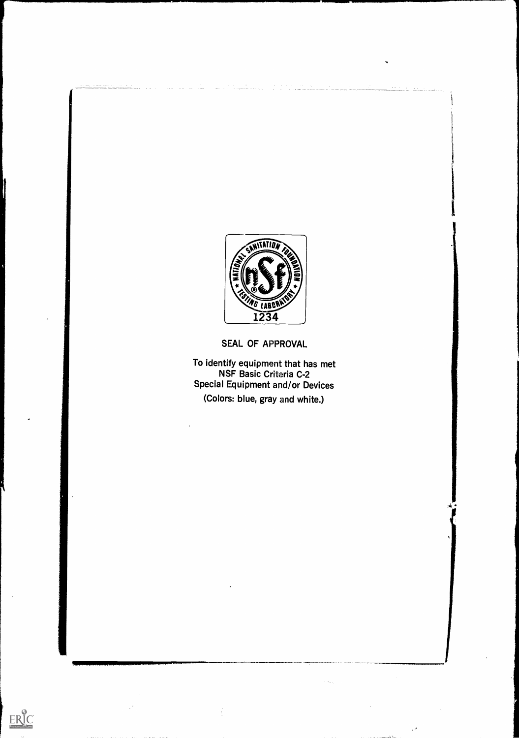SEAL OF APPROVAL

To identify equipment that has met
NSF Basic Criteria C-2
Special Equipment and/or Devices
(Colors: blue, gray and white.)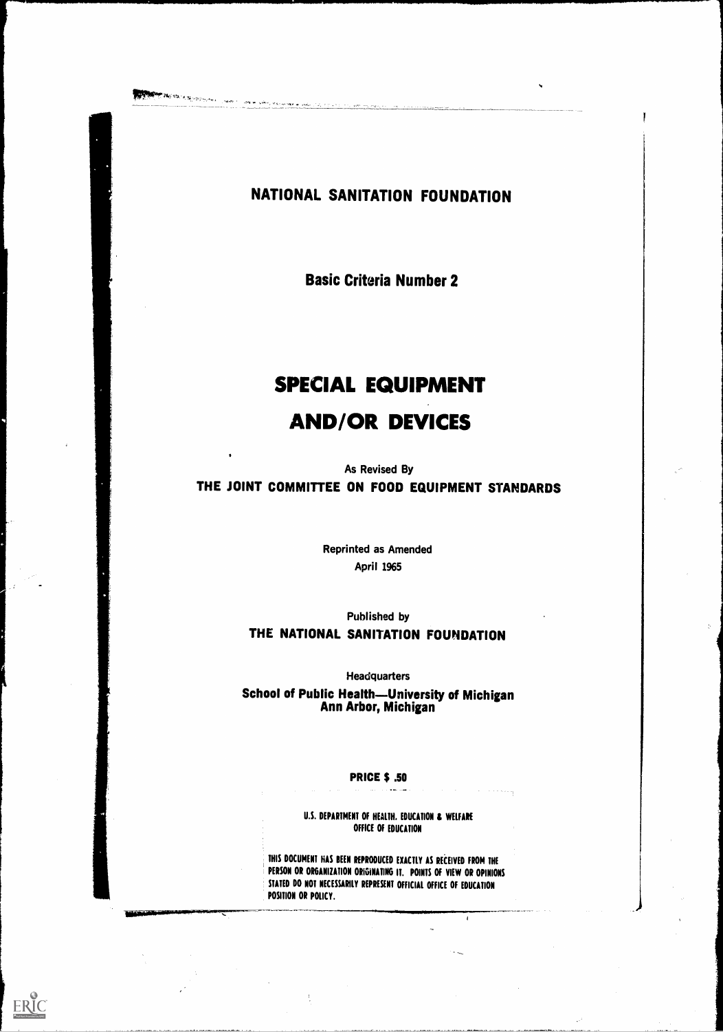# NATIONAL SANITATION FOUNDATION

**Basic Criteria Number 2**

# SPECIAL EQUIPMENT AND/OR DEVICES

As Revised By

**THE JOINT COMMITTEE ON FOOD EQUIPMENT STANDARDS**

Reprinted as Amended

April 1965

Published by

**THE NATIONAL SANITATION FOUNDATION**

Headquarters

**School of Public Health—University of Michigan**
**Ann Arbor, Michigan**

**PRICE $ .50**

U.S. DEPARTMENT OF HEALTH, EDUCATION & WELFARE
OFFICE OF EDUCATION

THIS DOCUMENT HAS BEEN REPRODUCED EXACTLY AS RECEIVED FROM THE PERSON OR ORGANIZATION ORIGINATING IT. POINTS OF VIEW OR OPINIONS STATED DO NOT NECESSARILY REPRESENT OFFICIAL OFFICE OF EDUCATION POSITION OR POLICY.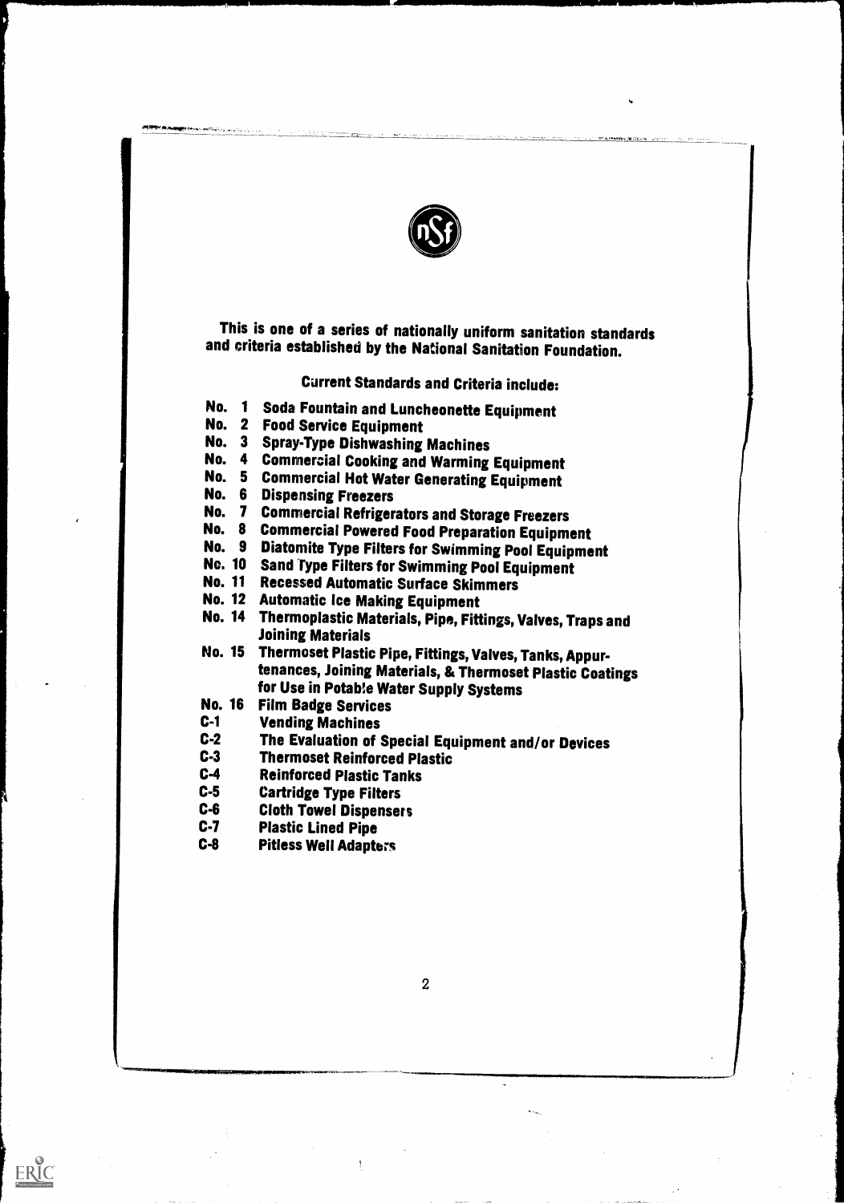This is one of a series of nationally uniform sanitation standards and criteria established by the National Sanitation Foundation.

Current Standards and Criteria include:

- No. 1 Soda Fountain and Luncheonette Equipment
- No. 2 Food Service Equipment
- No. 3 Spray-Type Dishwashing Machines
- No. 4 Commercial Cooking and Warming Equipment
- No. 5 Commercial Hot Water Generating Equipment
- No. 6 Dispensing Freezers
- No. 7 Commercial Refrigerators and Storage Freezers
- No. 8 Commercial Powered Food Preparation Equipment
- No. 9 Diatomite Type Filters for Swimming Pool Equipment
- No. 10 Sand Type Filters for Swimming Pool Equipment
- No. 11 Recessed Automatic Surface Skimmers
- No. 12 Automatic Ice Making Equipment
- No. 14 Thermoplastic Materials, Pipe, Fittings, Valves, Traps and Joining Materials
- No. 15 Thermoset Plastic Pipe, Fittings, Valves, Tanks, Appurtenances, Joining Materials, & Thermoset Plastic Coatings for Use in Potable Water Supply Systems
- No. 16 Film Badge Services
- C-1 Vending Machines
- C-2 The Evaluation of Special Equipment and/or Devices
- C-3 Thermoset Reinforced Plastic
- C-4 Reinforced Plastic Tanks
- C-5 Cartridge Type Filters
- C-6 Cloth Towel Dispensers
- C-7 Plastic Lined Pipe
- C-8 Pitless Well Adapters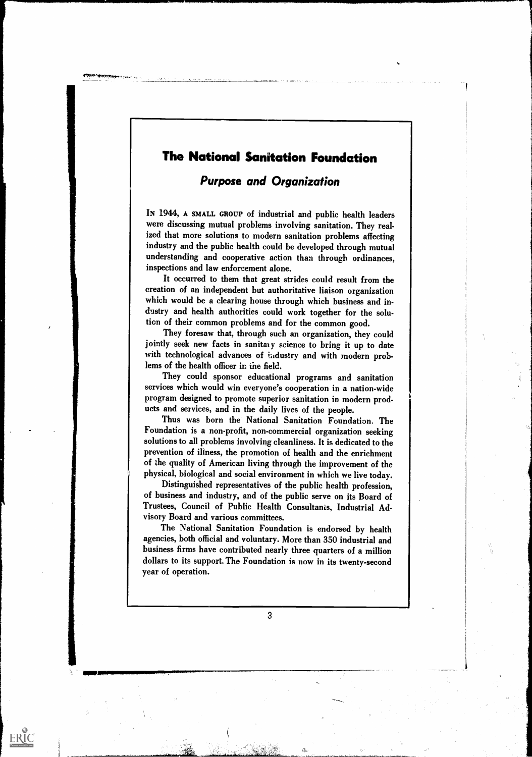# The National Sanitation Foundation

## *Purpose and Organization*

IN 1944, A SMALL GROUP of industrial and public health leaders were discussing mutual problems involving sanitation. They realized that more solutions to modern sanitation problems affecting industry and the public health could be developed through mutual understanding and cooperative action than through ordinances, inspections and law enforcement alone.

It occurred to them that great strides could result from the creation of an independent but authoritative liaison organization which would be a clearing house through which business and industry and health authorities could work together for the solution of their common problems and for the common good.

They foresaw that, through such an organization, they could jointly seek new facts in sanitary science to bring it up to date with technological advances of industry and with modern problems of the health officer in the field.

They could sponsor educational programs and sanitation services which would win everyone's cooperation in a nation-wide program designed to promote superior sanitation in modern products and services, and in the daily lives of the people.

Thus was born the National Sanitation Foundation. The Foundation is a non-profit, non-commercial organization seeking solutions to all problems involving cleanliness. It is dedicated to the prevention of illness, the promotion of health and the enrichment of the quality of American living through the improvement of the physical, biological and social environment in which we live today.

Distinguished representatives of the public health profession, of business and industry, and of the public serve on its Board of Trustees, Council of Public Health Consultants, Industrial Advisory Board and various committees.

The National Sanitation Foundation is endorsed by health agencies, both official and voluntary. More than 350 industrial and business firms have contributed nearly three quarters of a million dollars to its support. The Foundation is now in its twenty-second year of operation.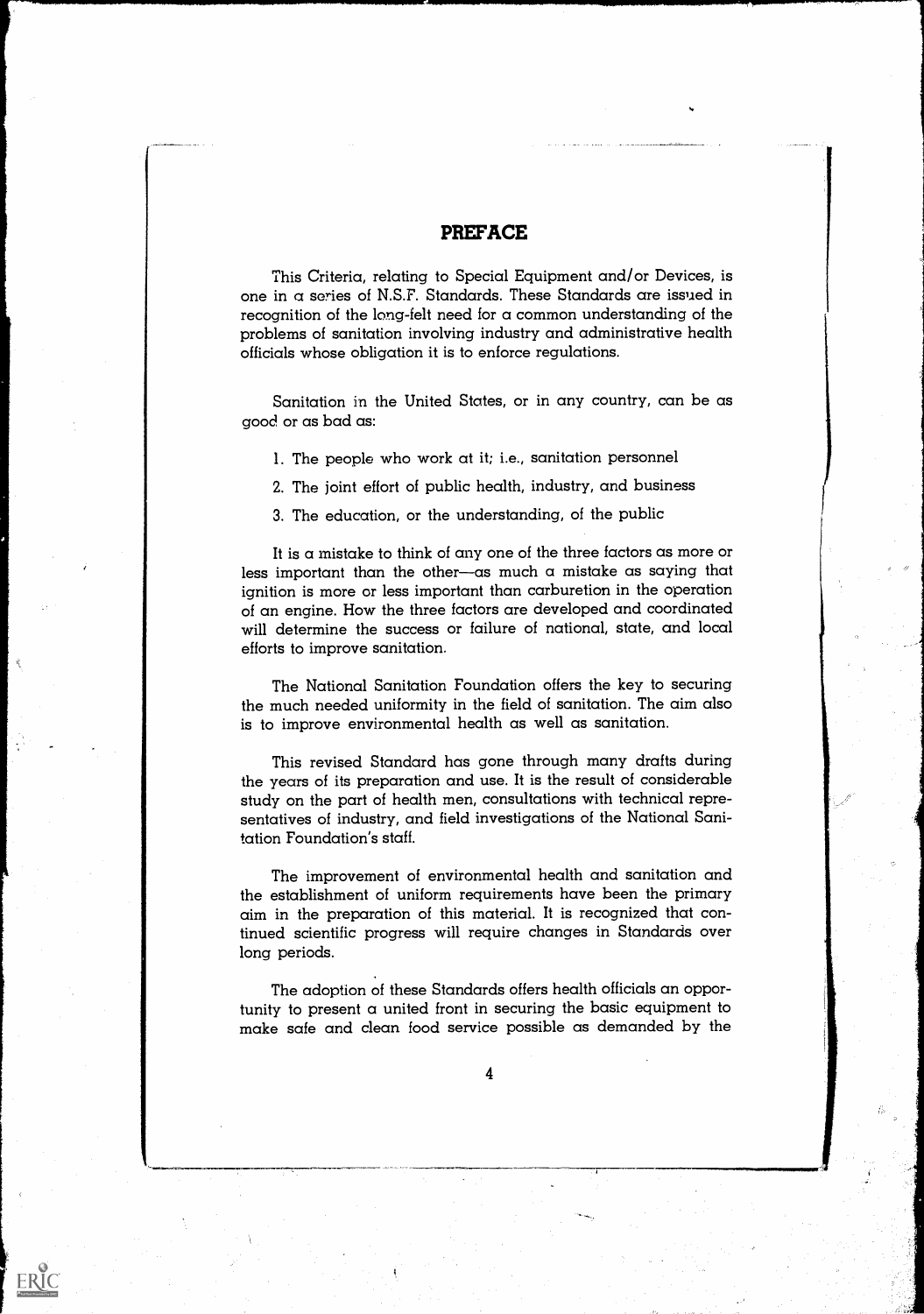# PREFACE

This Criteria, relating to Special Equipment and/or Devices, is one in a series of N.S.F. Standards. These Standards are issued in recognition of the long-felt need for a common understanding of the problems of sanitation involving industry and administrative health officials whose obligation it is to enforce regulations.

Sanitation in the United States, or in any country, can be as good or as bad as:

1. The people who work at it; i.e., sanitation personnel
2. The joint effort of public health, industry, and business
3. The education, or the understanding, of the public

It is a mistake to think of any one of the three factors as more or less important than the other—as much a mistake as saying that ignition is more or less important than carburetion in the operation of an engine. How the three factors are developed and coordinated will determine the success or failure of national, state, and local efforts to improve sanitation.

The National Sanitation Foundation offers the key to securing the much needed uniformity in the field of sanitation. The aim also is to improve environmental health as well as sanitation.

This revised Standard has gone through many drafts during the years of its preparation and use. It is the result of considerable study on the part of health men, consultations with technical representatives of industry, and field investigations of the National Sanitation Foundation's staff.

The improvement of environmental health and sanitation and the establishment of uniform requirements have been the primary aim in the preparation of this material. It is recognized that continued scientific progress will require changes in Standards over long periods.

The adoption of these Standards offers health officials an opportunity to present a united front in securing the basic equipment to make safe and clean food service possible as demanded by the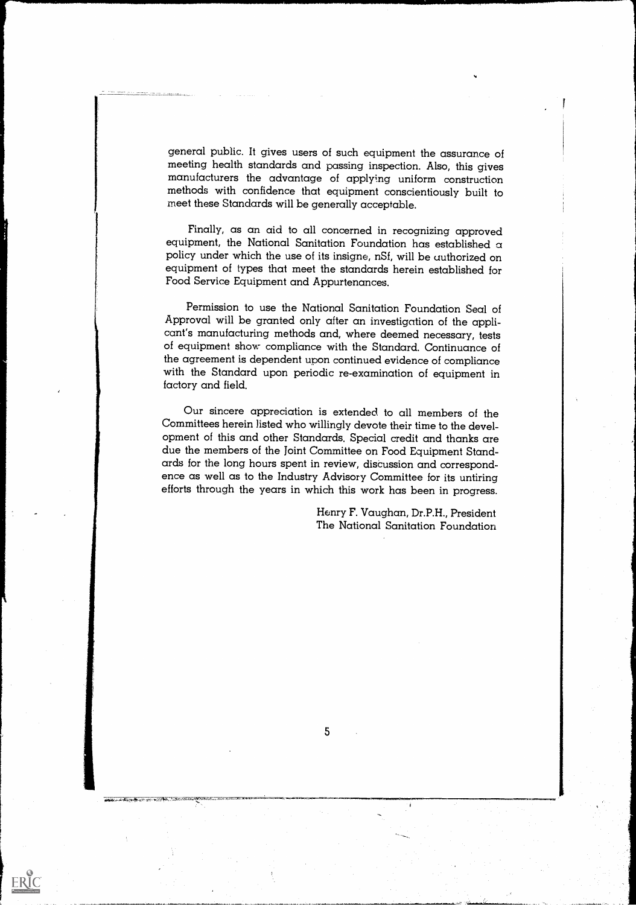general public. It gives users of such equipment the assurance of meeting health standards and passing inspection. Also, this gives manufacturers the advantage of applying uniform construction methods with confidence that equipment conscientiously built to meet these Standards will be generally acceptable.

Finally, as an aid to all concerned in recognizing approved equipment, the National Sanitation Foundation has established a policy under which the use of its insigne, nSf, will be authorized on equipment of types that meet the standards herein established for Food Service Equipment and Appurtenances.

Permission to use the National Sanitation Foundation Seal of Approval will be granted only after an investigation of the applicant's manufacturing methods and, where deemed necessary, tests of equipment show compliance with the Standard. Continuance of the agreement is dependent upon continued evidence of compliance with the Standard upon periodic re-examination of equipment in factory and field.

Our sincere appreciation is extended to all members of the Committees herein listed who willingly devote their time to the development of this and other Standards. Special credit and thanks are due the members of the Joint Committee on Food Equipment Standards for the long hours spent in review, discussion and correspondence as well as to the Industry Advisory Committee for its untiring efforts through the years in which this work has been in progress.

Henry F. Vaughan, Dr.P.H., President
The National Sanitation Foundation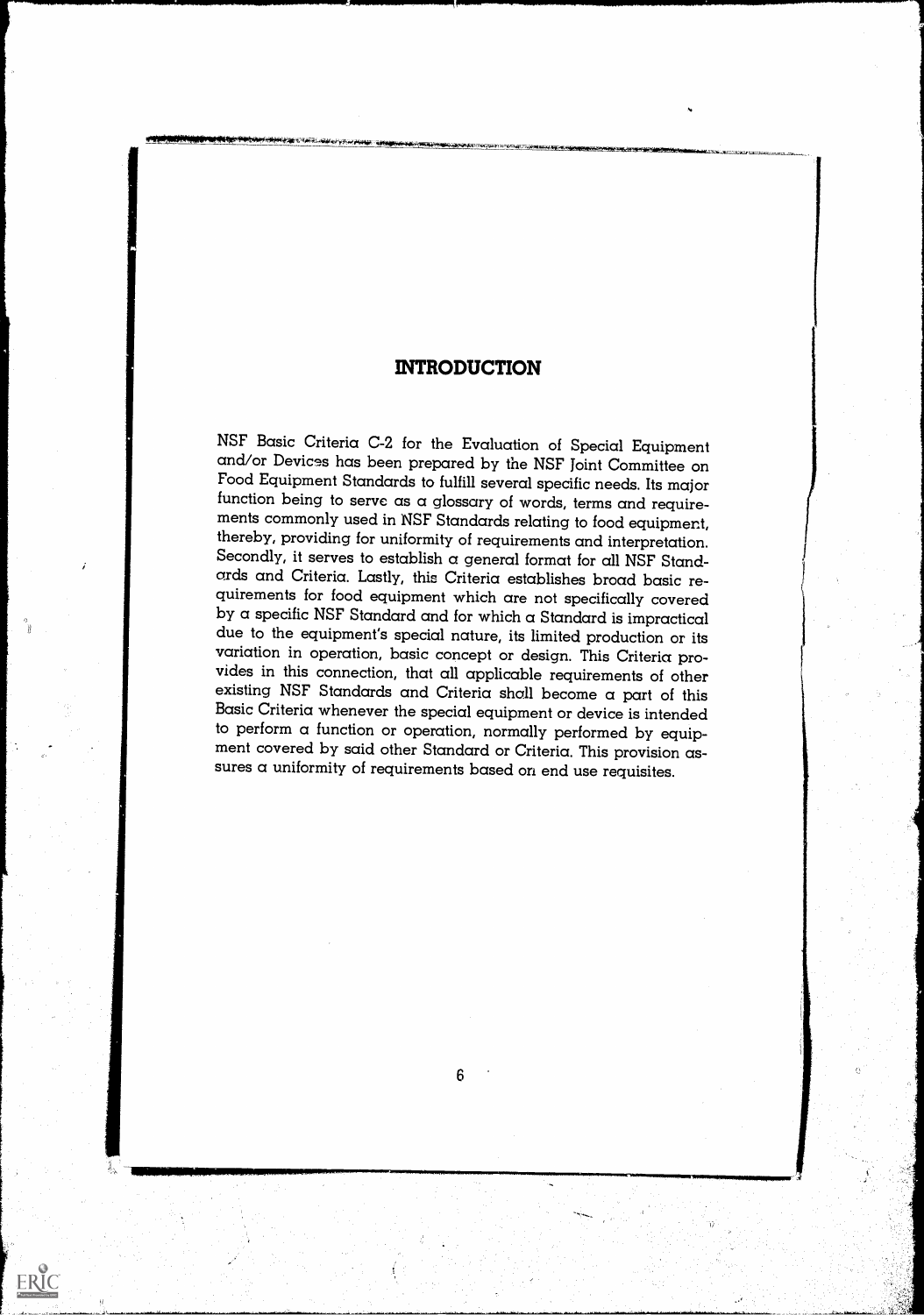# INTRODUCTION

NSF Basic Criteria C-2 for the Evaluation of Special Equipment and/or Devices has been prepared by the NSF Joint Committee on Food Equipment Standards to fulfill several specific needs. Its major function being to serve as a glossary of words, terms and requirements commonly used in NSF Standards relating to food equipment, thereby, providing for uniformity of requirements and interpretation. Secondly, it serves to establish a general format for all NSF Standards and Criteria. Lastly, this Criteria establishes broad basic requirements for food equipment which are not specifically covered by a specific NSF Standard and for which a Standard is impractical due to the equipment's special nature, its limited production or its variation in operation, basic concept or design. This Criteria provides in this connection, that all applicable requirements of other existing NSF Standards and Criteria shall become a part of this Basic Criteria whenever the special equipment or device is intended to perform a function or operation, normally performed by equipment covered by said other Standard or Criteria. This provision assures a uniformity of requirements based on end use requisites.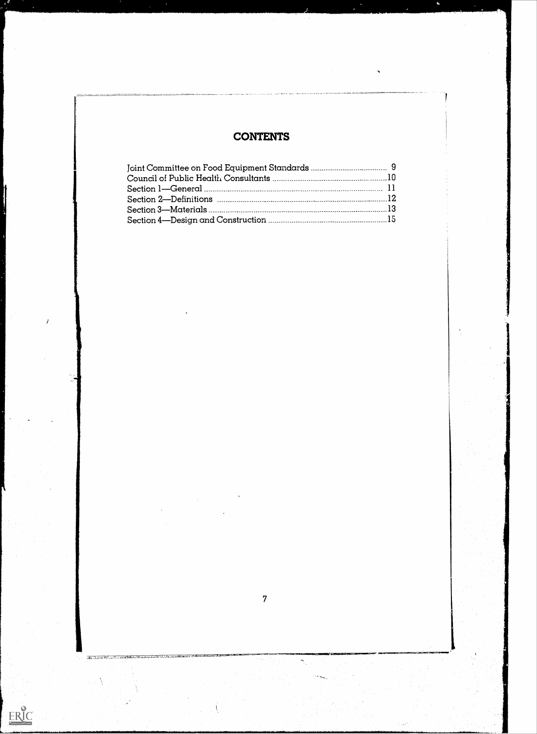# CONTENTS

Joint Committee on Food Equipment Standards .................................... 9
Council of Public Health Consultants ...................................................10
Section 1—General ................................................................................ 11
Section 2—Definitions ............................................................................12
Section 3—Materials ...............................................................................13
Section 4—Design and Construction .....................................................15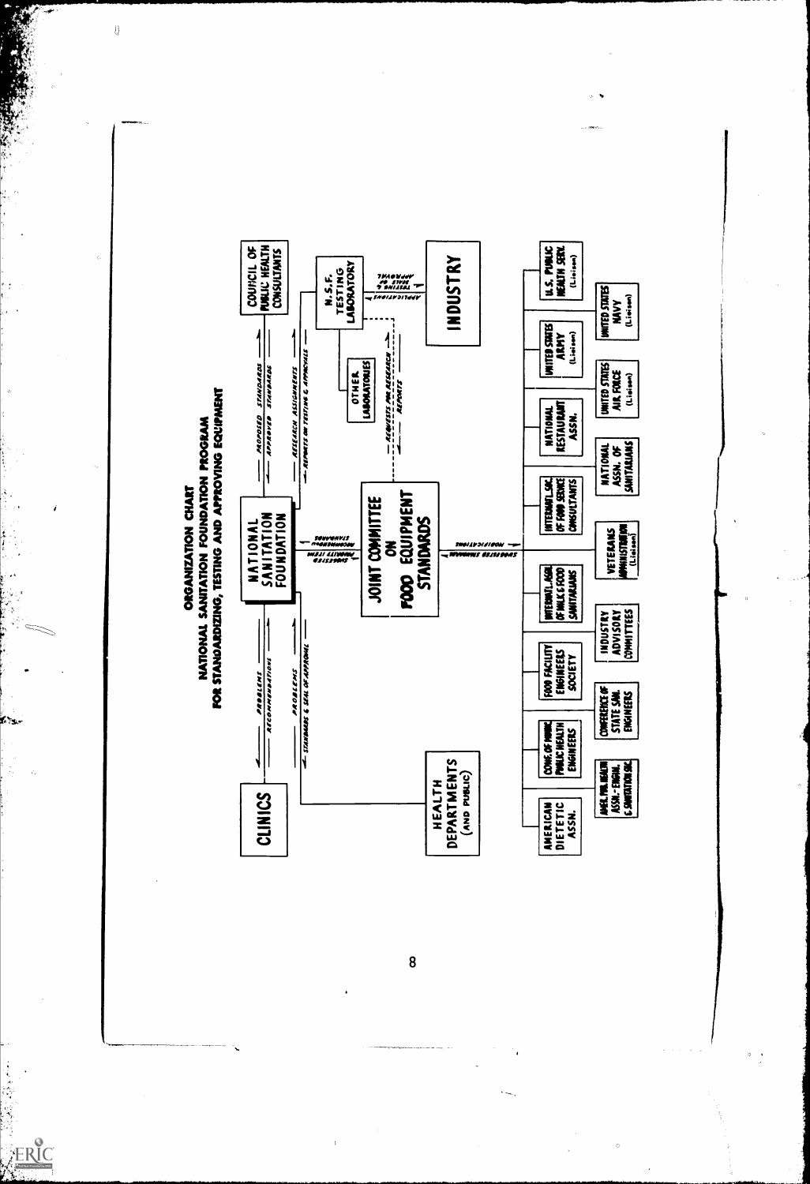# ORGANIZATION CHART

## NATIONAL SANITATION FOUNDATION PROGRAM FOR STANDARDIZING, TESTING AND APPROVING EQUIPMENT

CLINICS

PROBLEMS

RECOMMENDATIONS

PROBLEMS

STANDARDS & SEAL OF APPROVAL

HEALTH DEPARTMENTS (AND PUBLIC)

NATIONAL SANITATION FOUNDATION

PROPOSED STANDARDS

APPROVED STANDARDS

RESEARCH ASSIGNMENTS

REPORTS ON TESTING & APPROVALS

COUNCIL OF PUBLIC HEALTH CONSULTANTS

RECOMMENDED STANDARDS

SUGGESTED PRIORITY ITEM

JOINT COMMITTEE ON FOOD EQUIPMENT STANDARDS

REQUESTS FOR RESEARCH

REPORTS

OTHER LABORATORIES

N.S.F. TESTING LABORATORY

APPLICATIONS

TESTING & SEAL OF APPROVAL

INDUSTRY

MODIFICATIONS

SUGGESTED STANDARDS

AMERICAN DIETETIC ASSN.

AMER. PUB. HEALTH ASSN. - ENGIN. & SANITATION SEC.

CONF. OF MUNIC. PUBLIC HEALTH ENGINEERS

CONFERENCE OF STATE SAN. ENGINEERS

FOOD FACILITY ENGINEERS SOCIETY

INDUSTRY ADVISORY COMMITTEES

INTERNAT'L. ASSN. OF MILK & FOOD SANITARIANS

VETERANS ADMINISTRATION (Liaison)

INTERNAT'L. SOC. OF FOOD SERVICE CONSULTANTS

NATIONAL ASSN. OF SANITARIANS

NATIONAL RESTAURANT ASSN.

UNITED STATES AIR FORCE (Liaison)

UNITED STATES ARMY (Liaison)

UNITED STATES NAVY (Liaison)

U.S. PUBLIC HEALTH SERV. (Liaison)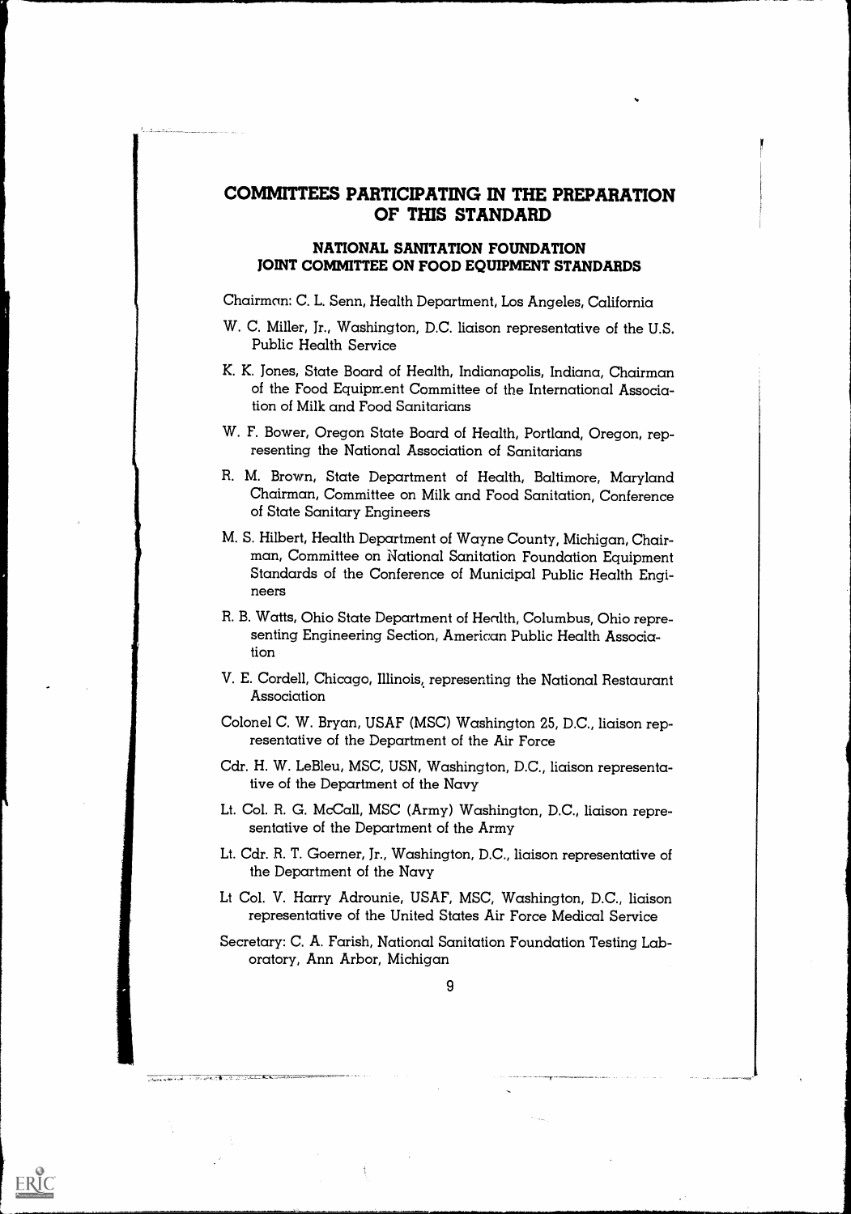# COMMITTEES PARTICIPATING IN THE PREPARATION OF THIS STANDARD

## NATIONAL SANITATION FOUNDATION JOINT COMMITTEE ON FOOD EQUIPMENT STANDARDS

Chairman: C. L. Senn, Health Department, Los Angeles, California

W. C. Miller, Jr., Washington, D.C. liaison representative of the U.S. Public Health Service

K. K. Jones, State Board of Health, Indianapolis, Indiana, Chairman of the Food Equipment Committee of the International Association of Milk and Food Sanitarians

W. F. Bower, Oregon State Board of Health, Portland, Oregon, representing the National Association of Sanitarians

R. M. Brown, State Department of Health, Baltimore, Maryland Chairman, Committee on Milk and Food Sanitation, Conference of State Sanitary Engineers

M. S. Hilbert, Health Department of Wayne County, Michigan, Chairman, Committee on National Sanitation Foundation Equipment Standards of the Conference of Municipal Public Health Engineers

R. B. Watts, Ohio State Department of Health, Columbus, Ohio representing Engineering Section, American Public Health Association

V. E. Cordell, Chicago, Illinois, representing the National Restaurant Association

Colonel C. W. Bryan, USAF (MSC) Washington 25, D.C., liaison representative of the Department of the Air Force

Cdr. H. W. LeBleu, MSC, USN, Washington, D.C., liaison representative of the Department of the Navy

Lt. Col. R. G. McCall, MSC (Army) Washington, D.C., liaison representative of the Department of the Army

Lt. Cdr. R. T. Goerner, Jr., Washington, D.C., liaison representative of the Department of the Navy

Lt Col. V. Harry Adrounie, USAF, MSC, Washington, D.C., liaison representative of the United States Air Force Medical Service

Secretary: C. A. Farish, National Sanitation Foundation Testing Laboratory, Ann Arbor, Michigan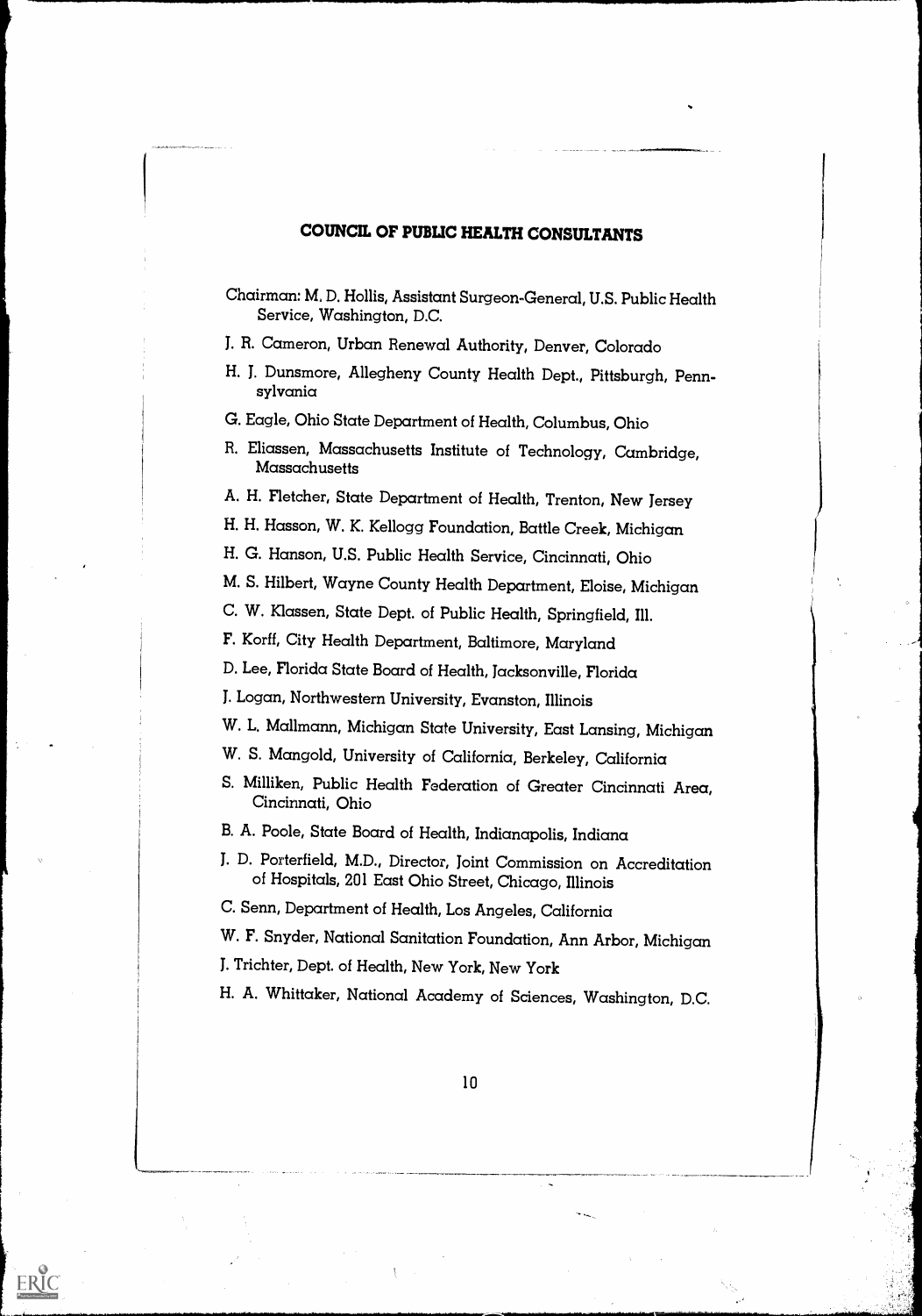## COUNCIL OF PUBLIC HEALTH CONSULTANTS

Chairman: M. D. Hollis, Assistant Surgeon-General, U.S. Public Health Service, Washington, D.C.

J. R. Cameron, Urban Renewal Authority, Denver, Colorado

H. J. Dunsmore, Allegheny County Health Dept., Pittsburgh, Pennsylvania

G. Eagle, Ohio State Department of Health, Columbus, Ohio

R. Eliassen, Massachusetts Institute of Technology, Cambridge, Massachusetts

A. H. Fletcher, State Department of Health, Trenton, New Jersey

H. H. Hasson, W. K. Kellogg Foundation, Battle Creek, Michigan

H. G. Hanson, U.S. Public Health Service, Cincinnati, Ohio

M. S. Hilbert, Wayne County Health Department, Eloise, Michigan

C. W. Klassen, State Dept. of Public Health, Springfield, Ill.

F. Korff, City Health Department, Baltimore, Maryland

D. Lee, Florida State Board of Health, Jacksonville, Florida

J. Logan, Northwestern University, Evanston, Illinois

W. L. Mallmann, Michigan State University, East Lansing, Michigan

W. S. Mangold, University of California, Berkeley, California

S. Milliken, Public Health Federation of Greater Cincinnati Area, Cincinnati, Ohio

B. A. Poole, State Board of Health, Indianapolis, Indiana

J. D. Porterfield, M.D., Director, Joint Commission on Accreditation of Hospitals, 201 East Ohio Street, Chicago, Illinois

C. Senn, Department of Health, Los Angeles, California

W. F. Snyder, National Sanitation Foundation, Ann Arbor, Michigan

J. Trichter, Dept. of Health, New York, New York

H. A. Whittaker, National Academy of Sciences, Washington, D.C.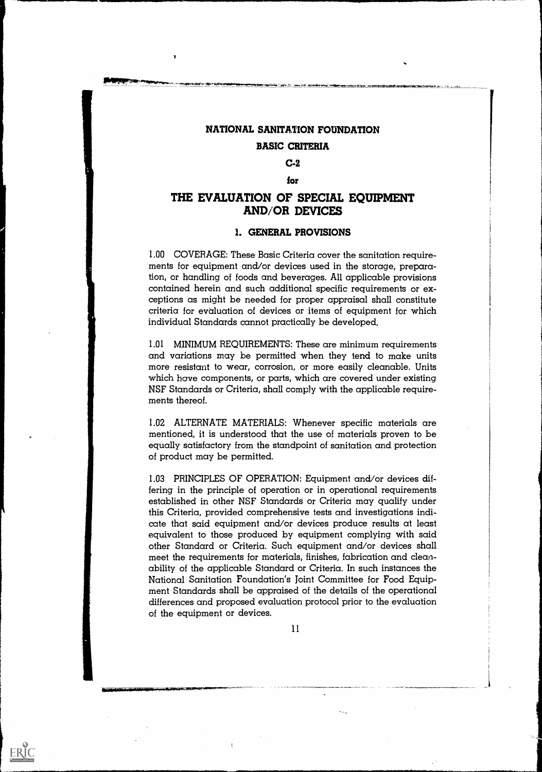# NATIONAL SANITATION FOUNDATION

## BASIC CRITERIA

## C-2

## for

# THE EVALUATION OF SPECIAL EQUIPMENT AND/OR DEVICES

## 1. GENERAL PROVISIONS

1.00 COVERAGE: These Basic Criteria cover the sanitation requirements for equipment and/or devices used in the storage, preparation, or handling of foods and beverages. All applicable provisions contained herein and such additional specific requirements or exceptions as might be needed for proper appraisal shall constitute criteria for evaluation of devices or items of equipment for which individual Standards cannot practically be developed.

1.01 MINIMUM REQUIREMENTS: These are minimum requirements and variations may be permitted when they tend to make units more resistant to wear, corrosion, or more easily cleanable. Units which have components, or parts, which are covered under existing NSF Standards or Criteria, shall comply with the applicable requirements thereof.

1.02 ALTERNATE MATERIALS: Whenever specific materials are mentioned, it is understood that the use of materials proven to be equally satisfactory from the standpoint of sanitation and protection of product may be permitted.

1.03 PRINCIPLES OF OPERATION: Equipment and/or devices differing in the principle of operation or in operational requirements established in other NSF Standards or Criteria may qualify under this Criteria, provided comprehensive tests and investigations indicate that said equipment and/or devices produce results at least equivalent to those produced by equipment complying with said other Standard or Criteria. Such equipment and/or devices shall meet the requirements for materials, finishes, fabrication and cleanability of the applicable Standard or Criteria. In such instances the National Sanitation Foundation's Joint Committee for Food Equipment Standards shall be appraised of the details of the operational differences and proposed evaluation protocol prior to the evaluation of the equipment or devices.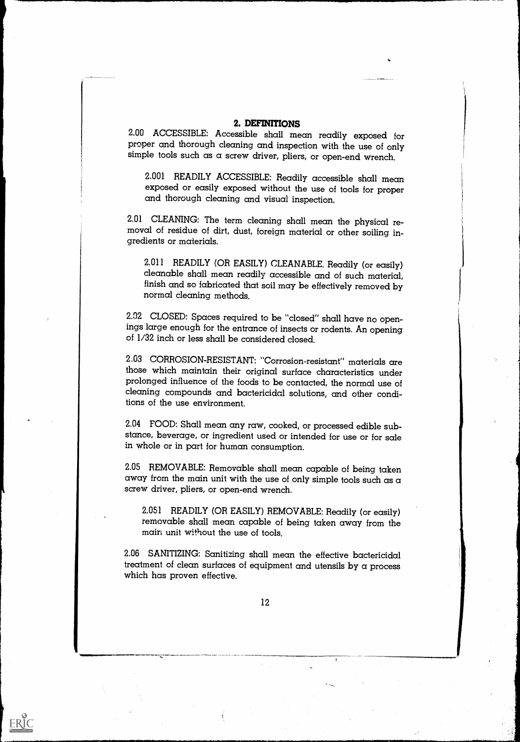## 2. DEFINITIONS

2.00 ACCESSIBLE: Accessible shall mean readily exposed for proper and thorough cleaning and inspection with the use of only simple tools such as a screw driver, pliers, or open-end wrench.

2.001 READILY ACCESSIBLE: Readily accessible shall mean exposed or easily exposed without the use of tools for proper and thorough cleaning and visual inspection.

2.01 CLEANING: The term cleaning shall mean the physical removal of residue of dirt, dust, foreign material or other soiling ingredients or materials.

2.011 READILY (OR EASILY) CLEANABLE. Readily (or easily) cleanable shall mean readily accessible and of such material, finish and so fabricated that soil may be effectively removed by normal cleaning methods.

2.02 CLOSED: Spaces required to be "closed" shall have no openings large enough for the entrance of insects or rodents. An opening of 1/32 inch or less shall be considered closed.

2.03 CORROSION-RESISTANT: "Corrosion-resistant" materials are those which maintain their original surface characteristics under prolonged influence of the foods to be contacted, the normal use of cleaning compounds and bactericidal solutions, and other conditions of the use environment.

2.04 FOOD: Shall mean any raw, cooked, or processed edible substance, beverage, or ingredient used or intended for use or for sale in whole or in part for human consumption.

2.05 REMOVABLE: Removable shall mean capable of being taken away from the main unit with the use of only simple tools such as a screw driver, pliers, or open-end wrench.

2.051 READILY (OR EASILY) REMOVABLE: Readily (or easily) removable shall mean capable of being taken away from the main unit without the use of tools.

2.06 SANITIZING: Sanitizing shall mean the effective bactericidal treatment of clean surfaces of equipment and utensils by a process which has proven effective.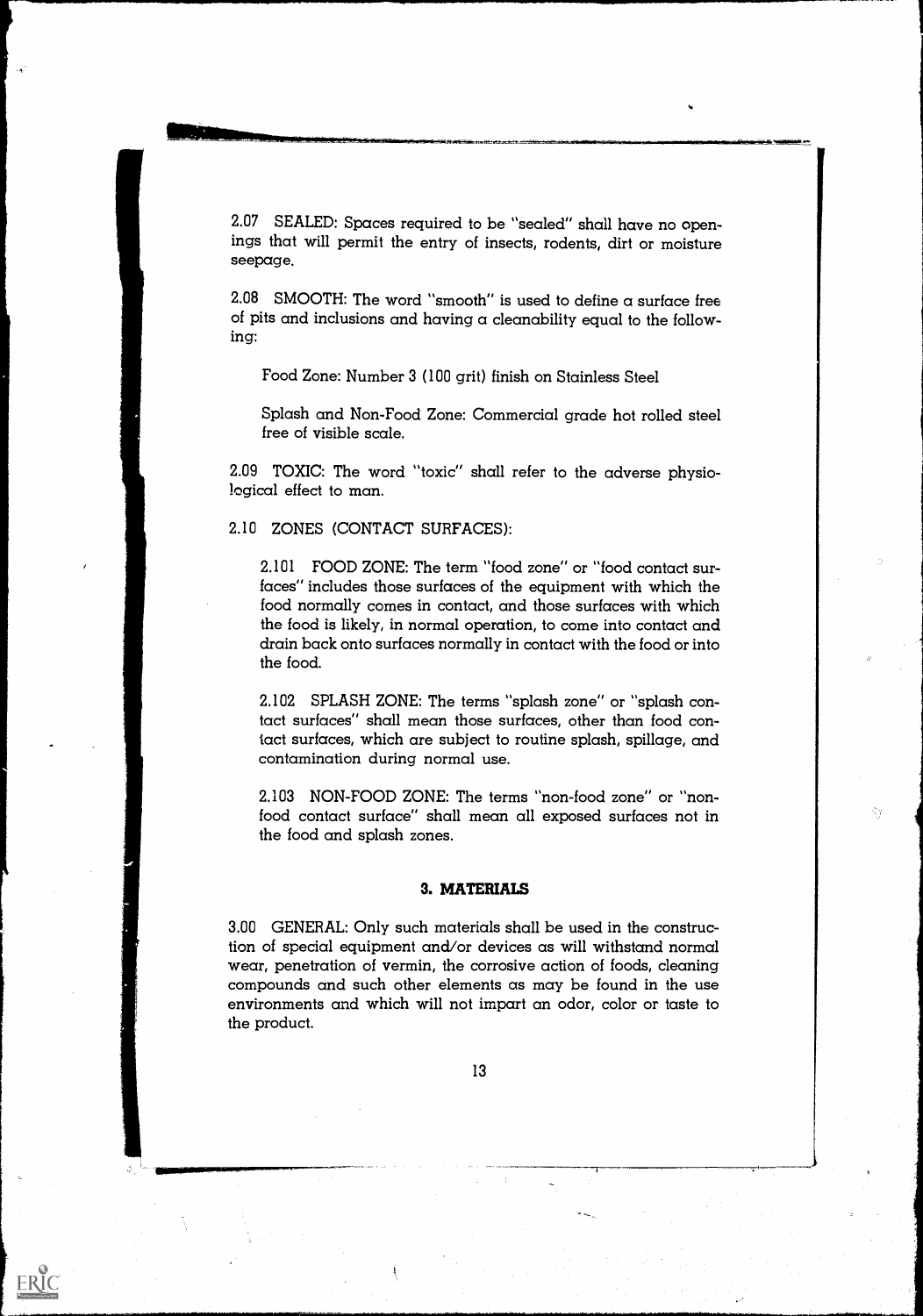2.07 SEALED: Spaces required to be "sealed" shall have no openings that will permit the entry of insects, rodents, dirt or moisture seepage.

2.08 SMOOTH: The word "smooth" is used to define a surface free of pits and inclusions and having a cleanability equal to the following:

Food Zone: Number 3 (100 grit) finish on Stainless Steel

Splash and Non-Food Zone: Commercial grade hot rolled steel free of visible scale.

2.09 TOXIC: The word "toxic" shall refer to the adverse physiological effect to man.

2.10 ZONES (CONTACT SURFACES):

2.101 FOOD ZONE: The term "food zone" or "food contact surfaces" includes those surfaces of the equipment with which the food normally comes in contact, and those surfaces with which the food is likely, in normal operation, to come into contact and drain back onto surfaces normally in contact with the food or into the food.

2.102 SPLASH ZONE: The terms "splash zone" or "splash contact surfaces" shall mean those surfaces, other than food contact surfaces, which are subject to routine splash, spillage, and contamination during normal use.

2.103 NON-FOOD ZONE: The terms "non-food zone" or "non-food contact surface" shall mean all exposed surfaces not in the food and splash zones.

## 3. MATERIALS

3.00 GENERAL: Only such materials shall be used in the construction of special equipment and/or devices as will withstand normal wear, penetration of vermin, the corrosive action of foods, cleaning compounds and such other elements as may be found in the use environments and which will not impart an odor, color or taste to the product.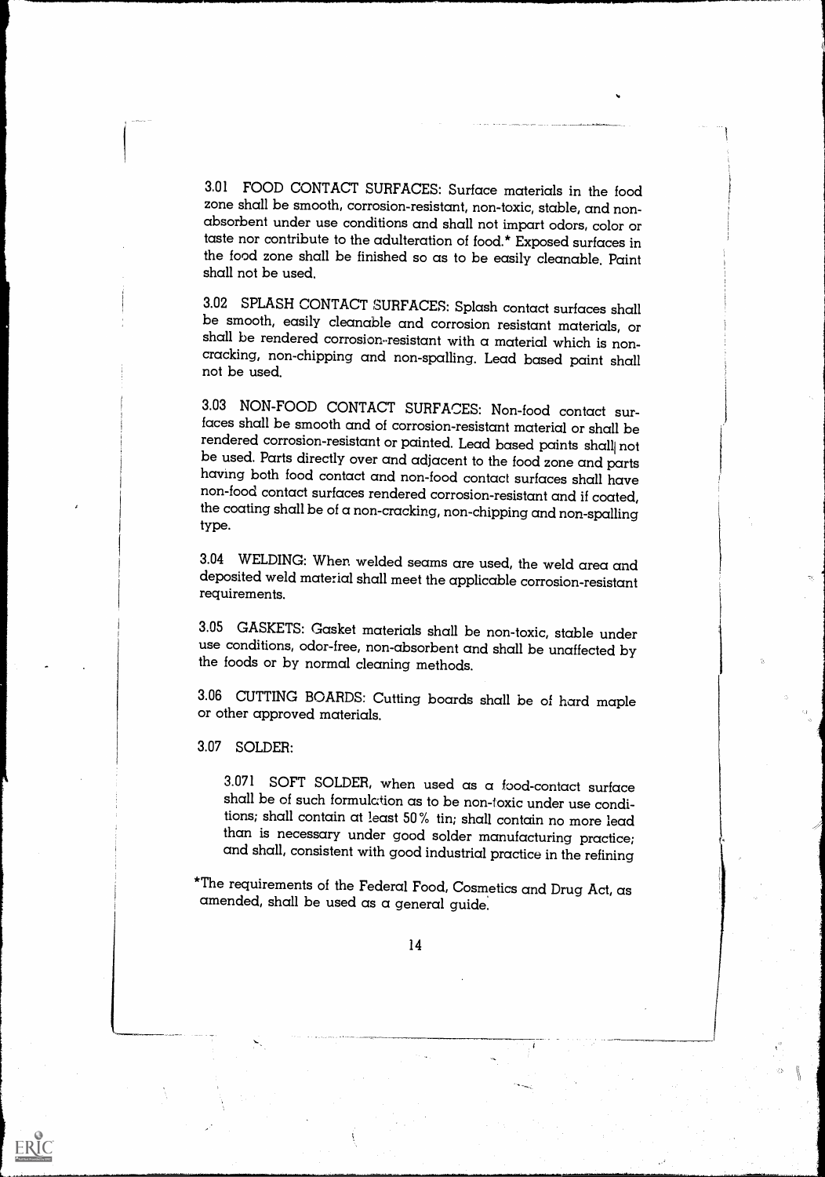3.01 FOOD CONTACT SURFACES: Surface materials in the food zone shall be smooth, corrosion-resistant, non-toxic, stable, and non-absorbent under use conditions and shall not impart odors, color or taste nor contribute to the adulteration of food.* Exposed surfaces in the food zone shall be finished so as to be easily cleanable. Paint shall not be used.

3.02 SPLASH CONTACT SURFACES: Splash contact surfaces shall be smooth, easily cleanable and corrosion resistant materials, or shall be rendered corrosion-resistant with a material which is non-cracking, non-chipping and non-spalling. Lead based paint shall not be used.

3.03 NON-FOOD CONTACT SURFACES: Non-food contact surfaces shall be smooth and of corrosion-resistant material or shall be rendered corrosion-resistant or painted. Lead based paints shall not be used. Parts directly over and adjacent to the food zone and parts having both food contact and non-food contact surfaces shall have non-food contact surfaces rendered corrosion-resistant and if coated, the coating shall be of a non-cracking, non-chipping and non-spalling type.

3.04 WELDING: When welded seams are used, the weld area and deposited weld material shall meet the applicable corrosion-resistant requirements.

3.05 GASKETS: Gasket materials shall be non-toxic, stable under use conditions, odor-free, non-absorbent and shall be unaffected by the foods or by normal cleaning methods.

3.06 CUTTING BOARDS: Cutting boards shall be of hard maple or other approved materials.

3.07 SOLDER:

3.071 SOFT SOLDER, when used as a food-contact surface shall be of such formulation as to be non-toxic under use conditions; shall contain at least 50% tin; shall contain no more lead than is necessary under good solder manufacturing practice; and shall, consistent with good industrial practice in the refining

*The requirements of the Federal Food, Cosmetics and Drug Act, as amended, shall be used as a general guide.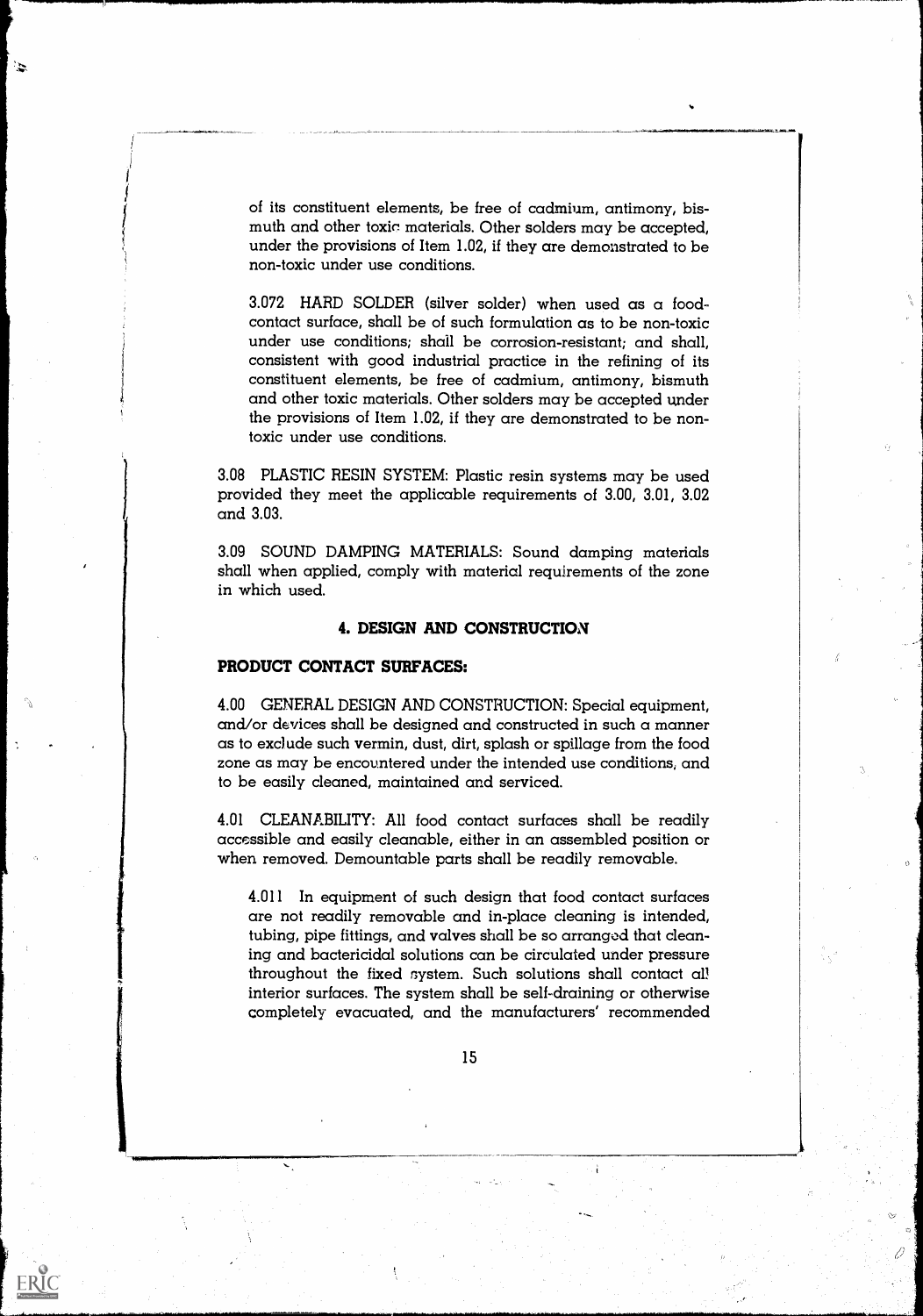of its constituent elements, be free of cadmium, antimony, bismuth and other toxic materials. Other solders may be accepted, under the provisions of Item 1.02, if they are demonstrated to be non-toxic under use conditions.

3.072 HARD SOLDER (silver solder) when used as a food-contact surface, shall be of such formulation as to be non-toxic under use conditions; shall be corrosion-resistant; and shall, consistent with good industrial practice in the refining of its constituent elements, be free of cadmium, antimony, bismuth and other toxic materials. Other solders may be accepted under the provisions of Item 1.02, if they are demonstrated to be non-toxic under use conditions.

3.08 PLASTIC RESIN SYSTEM: Plastic resin systems may be used provided they meet the applicable requirements of 3.00, 3.01, 3.02 and 3.03.

3.09 SOUND DAMPING MATERIALS: Sound damping materials shall when applied, comply with material requirements of the zone in which used.

## 4. DESIGN AND CONSTRUCTION

### PRODUCT CONTACT SURFACES:

4.00 GENERAL DESIGN AND CONSTRUCTION: Special equipment, and/or devices shall be designed and constructed in such a manner as to exclude such vermin, dust, dirt, splash or spillage from the food zone as may be encountered under the intended use conditions, and to be easily cleaned, maintained and serviced.

4.01 CLEANABILITY: All food contact surfaces shall be readily accessible and easily cleanable, either in an assembled position or when removed. Demountable parts shall be readily removable.

4.011 In equipment of such design that food contact surfaces are not readily removable and in-place cleaning is intended, tubing, pipe fittings, and valves shall be so arranged that cleaning and bactericidal solutions can be circulated under pressure throughout the fixed system. Such solutions shall contact all interior surfaces. The system shall be self-draining or otherwise completely evacuated, and the manufacturers' recommended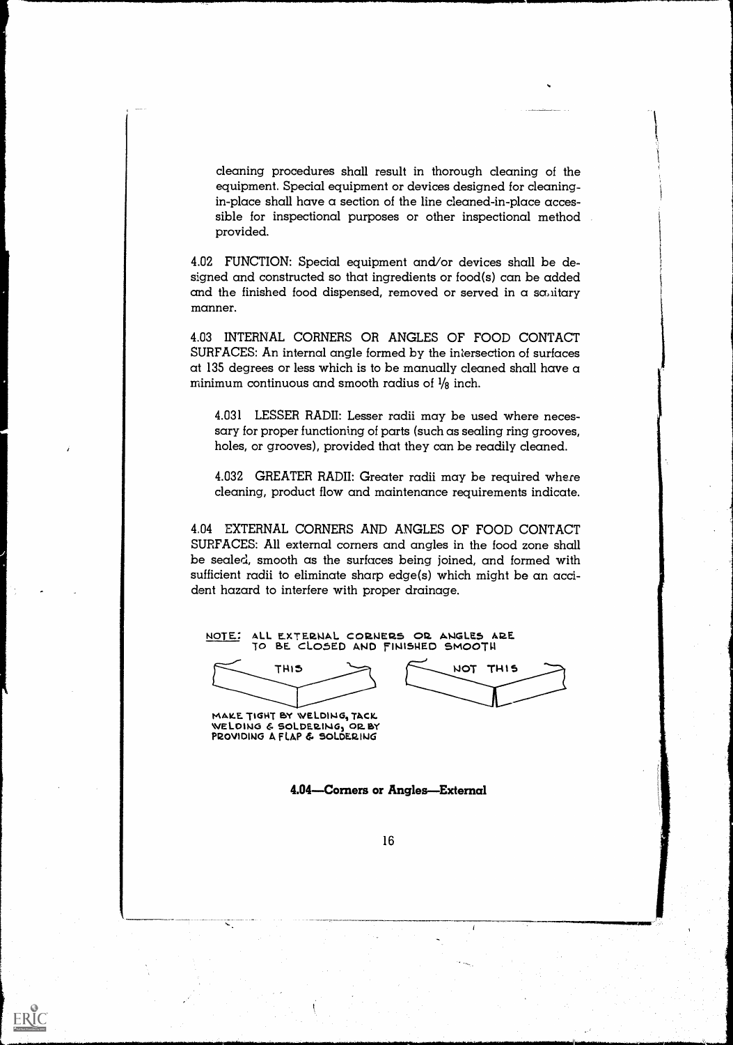cleaning procedures shall result in thorough cleaning of the equipment. Special equipment or devices designed for cleaning-in-place shall have a section of the line cleaned-in-place accessible for inspectional purposes or other inspectional method provided.

4.02 FUNCTION: Special equipment and/or devices shall be designed and constructed so that ingredients or food(s) can be added and the finished food dispensed, removed or served in a sanitary manner.

4.03 INTERNAL CORNERS OR ANGLES OF FOOD CONTACT SURFACES: An internal angle formed by the intersection of surfaces at 135 degrees or less which is to be manually cleaned shall have a minimum continuous and smooth radius of 1/8 inch.

4.031 LESSER RADII: Lesser radii may be used where necessary for proper functioning of parts (such as sealing ring grooves, holes, or grooves), provided that they can be readily cleaned.

4.032 GREATER RADII: Greater radii may be required where cleaning, product flow and maintenance requirements indicate.

4.04 EXTERNAL CORNERS AND ANGLES OF FOOD CONTACT SURFACES: All external corners and angles in the food zone shall be sealed, smooth as the surfaces being joined, and formed with sufficient radii to eliminate sharp edge(s) which might be an accident hazard to interfere with proper drainage.

NOTE: ALL EXTERNAL CORNERS OR ANGLES ARE TO BE CLOSED AND FINISHED SMOOTH

THIS — NOT THIS

MAKE TIGHT BY WELDING, TACK WELDING & SOLDERING, OR BY PROVIDING A FLAP & SOLDERING

**4.04—Corners or Angles—External**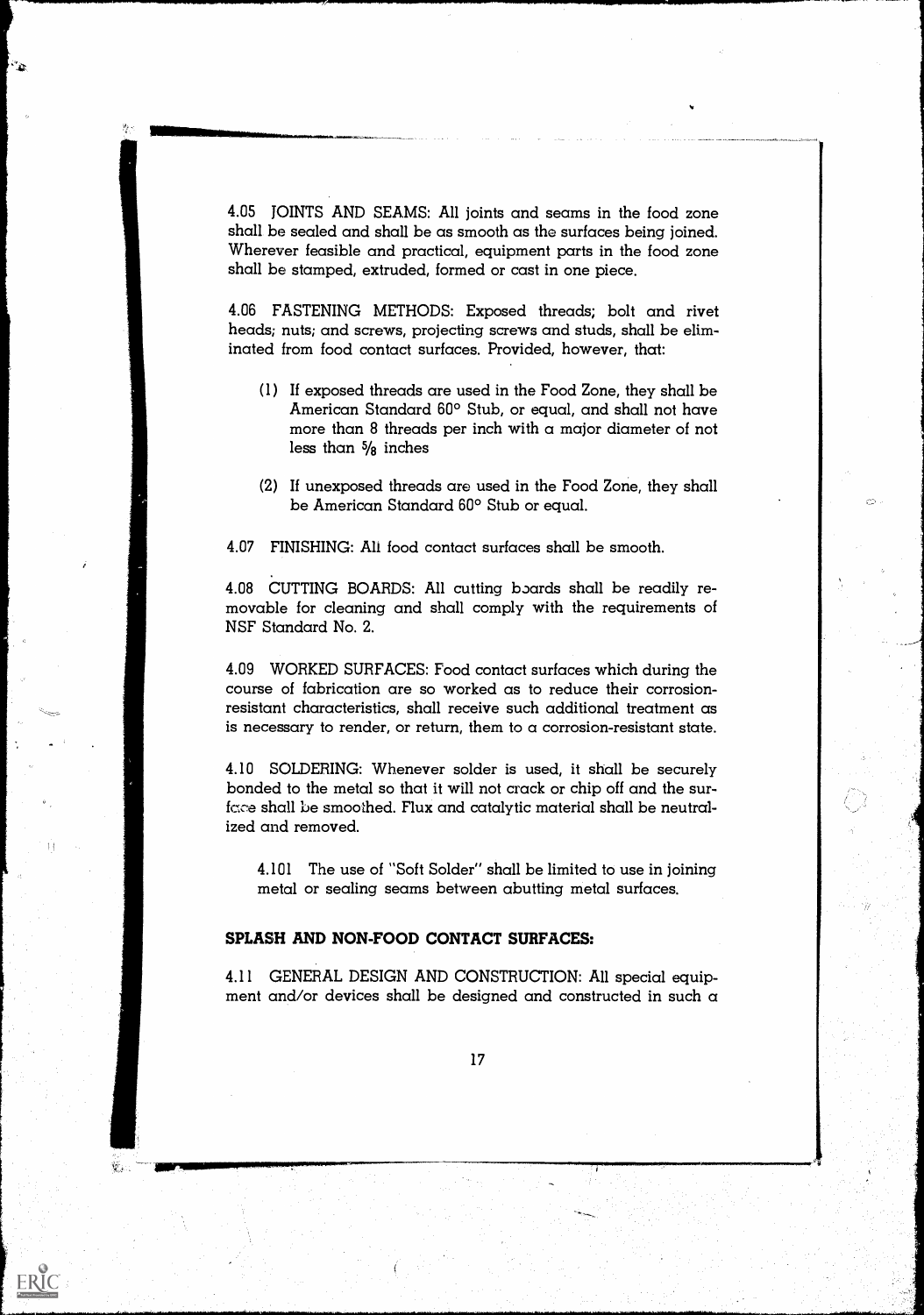4.05 JOINTS AND SEAMS: All joints and seams in the food zone shall be sealed and shall be as smooth as the surfaces being joined. Wherever feasible and practical, equipment parts in the food zone shall be stamped, extruded, formed or cast in one piece.

4.06 FASTENING METHODS: Exposed threads; bolt and rivet heads; nuts; and screws, projecting screws and studs, shall be eliminated from food contact surfaces. Provided, however, that:

(1) If exposed threads are used in the Food Zone, they shall be American Standard 60° Stub, or equal, and shall not have more than 8 threads per inch with a major diameter of not less than 5/8 inches

(2) If unexposed threads are used in the Food Zone, they shall be American Standard 60° Stub or equal.

4.07 FINISHING: All food contact surfaces shall be smooth.

4.08 CUTTING BOARDS: All cutting boards shall be readily removable for cleaning and shall comply with the requirements of NSF Standard No. 2.

4.09 WORKED SURFACES: Food contact surfaces which during the course of fabrication are so worked as to reduce their corrosion-resistant characteristics, shall receive such additional treatment as is necessary to render, or return, them to a corrosion-resistant state.

4.10 SOLDERING: Whenever solder is used, it shall be securely bonded to the metal so that it will not crack or chip off and the surface shall be smoothed. Flux and catalytic material shall be neutralized and removed.

4.101 The use of "Soft Solder" shall be limited to use in joining metal or sealing seams between abutting metal surfaces.

**SPLASH AND NON-FOOD CONTACT SURFACES:**

4.11 GENERAL DESIGN AND CONSTRUCTION: All special equipment and/or devices shall be designed and constructed in such a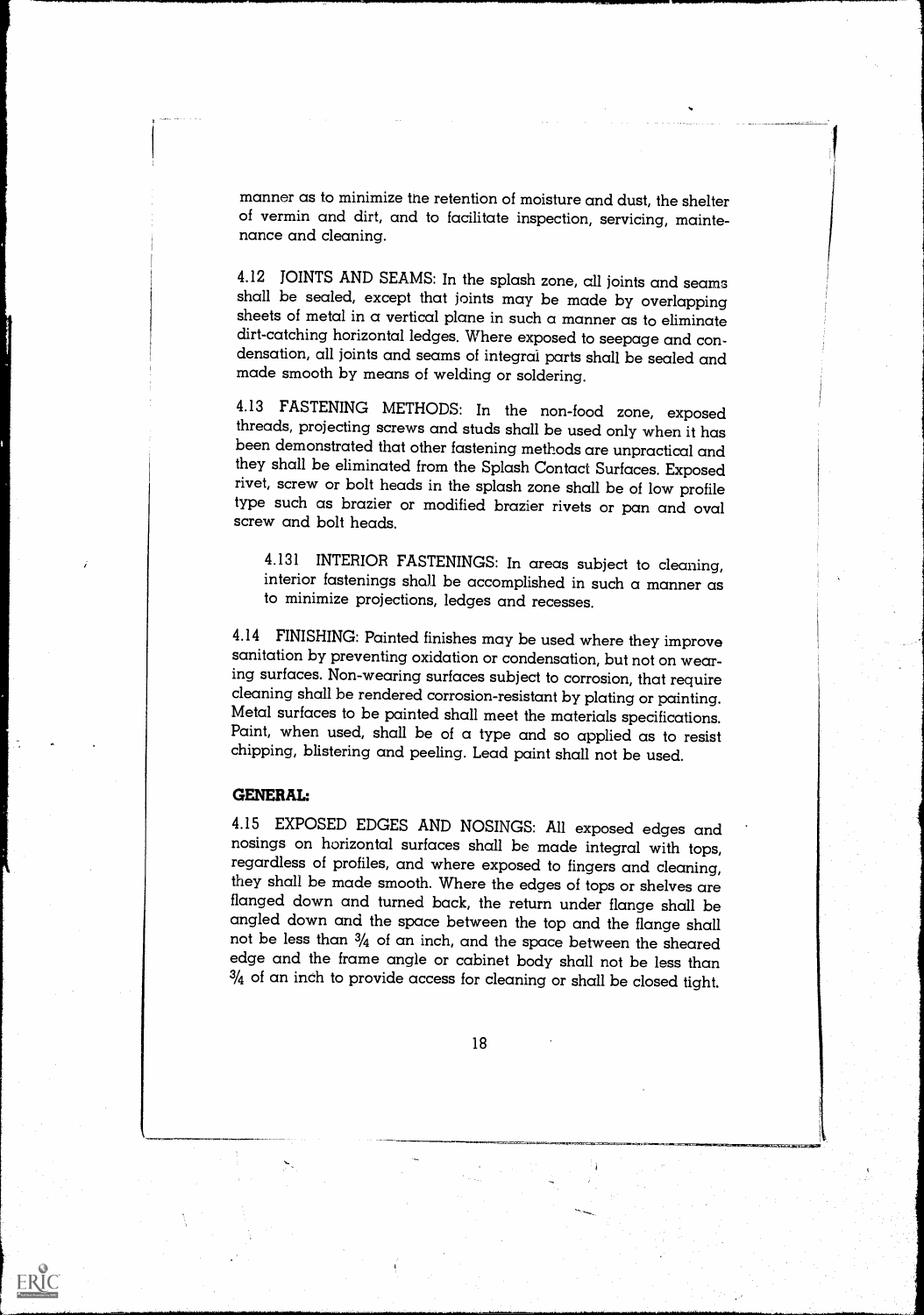manner as to minimize the retention of moisture and dust, the shelter of vermin and dirt, and to facilitate inspection, servicing, maintenance and cleaning.

4.12 JOINTS AND SEAMS: In the splash zone, all joints and seams shall be sealed, except that joints may be made by overlapping sheets of metal in a vertical plane in such a manner as to eliminate dirt-catching horizontal ledges. Where exposed to seepage and condensation, all joints and seams of integral parts shall be sealed and made smooth by means of welding or soldering.

4.13 FASTENING METHODS: In the non-food zone, exposed threads, projecting screws and studs shall be used only when it has been demonstrated that other fastening methods are unpractical and they shall be eliminated from the Splash Contact Surfaces. Exposed rivet, screw or bolt heads in the splash zone shall be of low profile type such as brazier or modified brazier rivets or pan and oval screw and bolt heads.

4.131 INTERIOR FASTENINGS: In areas subject to cleaning, interior fastenings shall be accomplished in such a manner as to minimize projections, ledges and recesses.

4.14 FINISHING: Painted finishes may be used where they improve sanitation by preventing oxidation or condensation, but not on wearing surfaces. Non-wearing surfaces subject to corrosion, that require cleaning shall be rendered corrosion-resistant by plating or painting. Metal surfaces to be painted shall meet the materials specifications. Paint, when used, shall be of a type and so applied as to resist chipping, blistering and peeling. Lead paint shall not be used.

**GENERAL:**

4.15 EXPOSED EDGES AND NOSINGS: All exposed edges and nosings on horizontal surfaces shall be made integral with tops, regardless of profiles, and where exposed to fingers and cleaning, they shall be made smooth. Where the edges of tops or shelves are flanged down and turned back, the return under flange shall be angled down and the space between the top and the flange shall not be less than ¾ of an inch, and the space between the sheared edge and the frame angle or cabinet body shall not be less than ¾ of an inch to provide access for cleaning or shall be closed tight.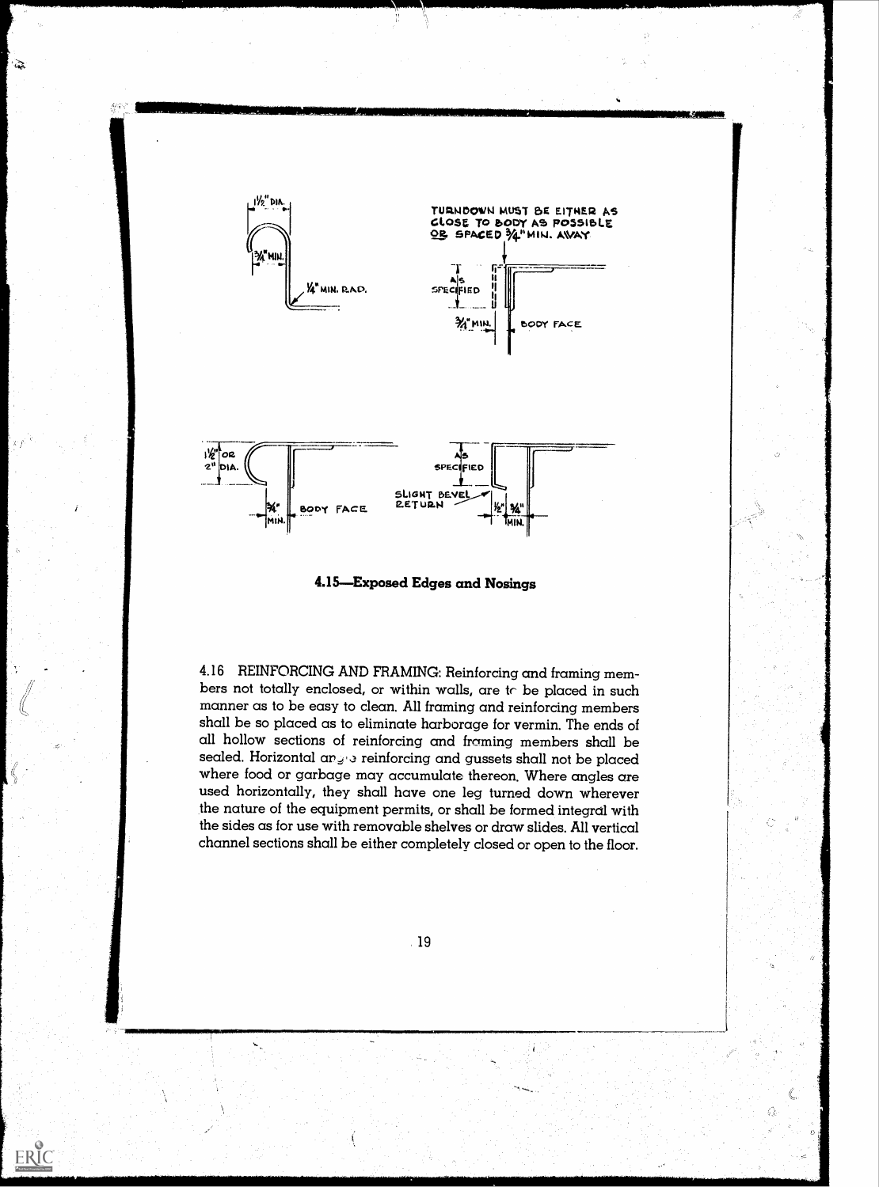**4.15—Exposed Edges and Nosings**

4.16 REINFORCING AND FRAMING: Reinforcing and framing members not totally enclosed, or within walls, are to be placed in such manner as to be easy to clean. All framing and reinforcing members shall be so placed as to eliminate harborage for vermin. The ends of all hollow sections of reinforcing and framing members shall be sealed. Horizontal angle reinforcing and gussets shall not be placed where food or garbage may accumulate thereon. Where angles are used horizontally, they shall have one leg turned down wherever the nature of the equipment permits, or shall be formed integral with the sides as for use with removable shelves or draw slides. All vertical channel sections shall be either completely closed or open to the floor.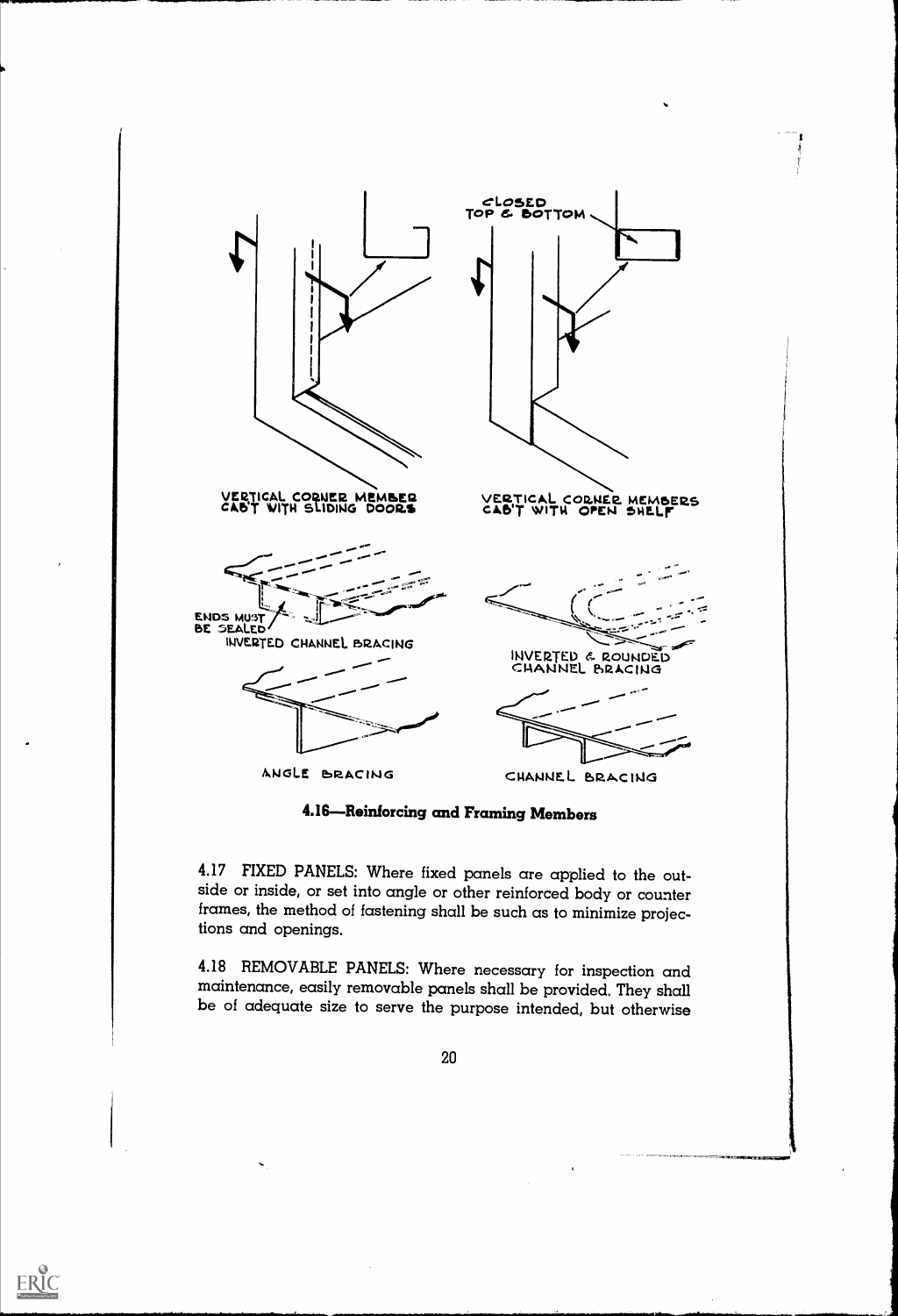VERTICAL CORNER MEMBER CAB'T WITH SLIDING DOORS

CLOSED TOP & BOTTOM

VERTICAL CORNER MEMBERS CAB'T WITH OPEN SHELF

ENDS MUST BE SEALED

INVERTED CHANNEL BRACING

INVERTED & ROUNDED CHANNEL BRACING

ANGLE BRACING

CHANNEL BRACING

**4.16—Reinforcing and Framing Members**

4.17 FIXED PANELS: Where fixed panels are applied to the outside or inside, or set into angle or other reinforced body or counter frames, the method of fastening shall be such as to minimize projections and openings.

4.18 REMOVABLE PANELS: Where necessary for inspection and maintenance, easily removable panels shall be provided. They shall be of adequate size to serve the purpose intended, but otherwise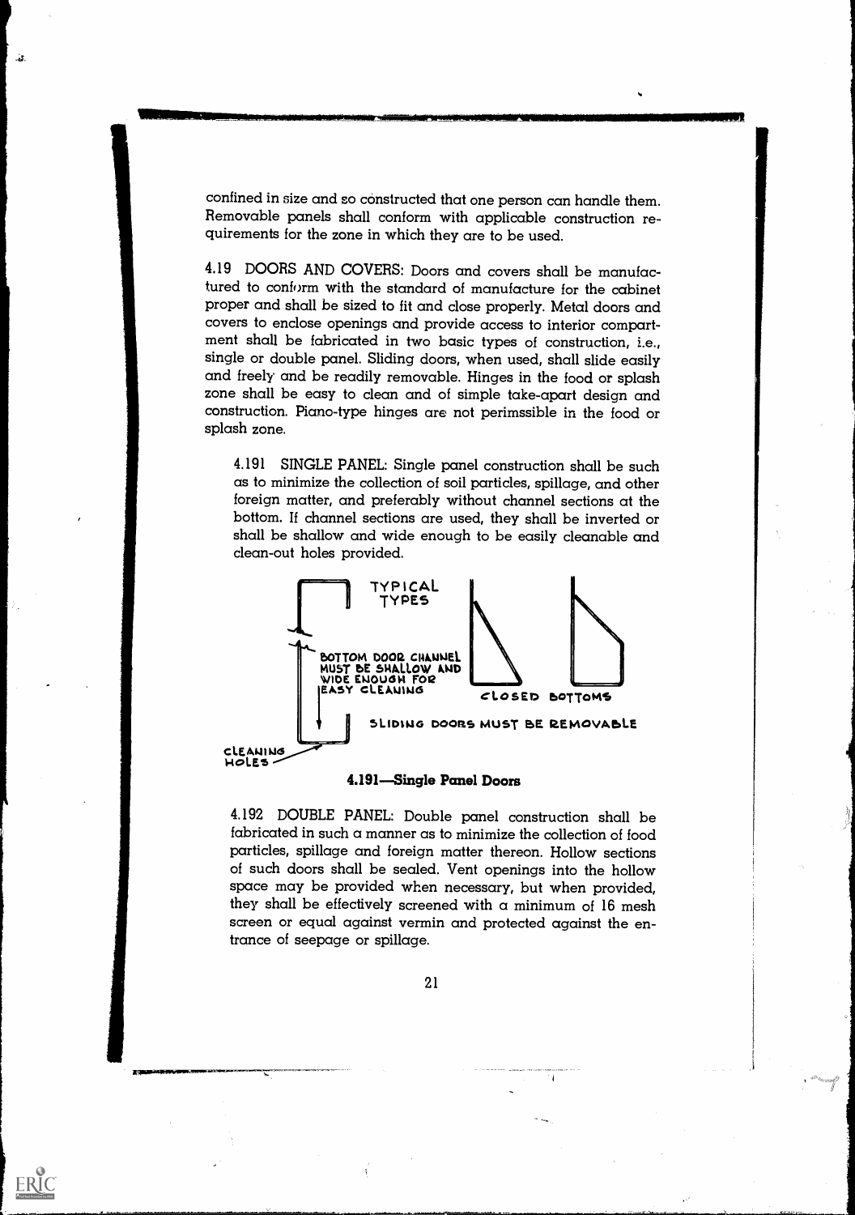confined in size and so constructed that one person can handle them. Removable panels shall conform with applicable construction requirements for the zone in which they are to be used.

4.19 DOORS AND COVERS: Doors and covers shall be manufactured to conform with the standard of manufacture for the cabinet proper and shall be sized to fit and close properly. Metal doors and covers to enclose openings and provide access to interior compartment shall be fabricated in two basic types of construction, i.e., single or double panel. Sliding doors, when used, shall slide easily and freely and be readily removable. Hinges in the food or splash zone shall be easy to clean and of simple take-apart design and construction. Piano-type hinges are not perimssible in the food or splash zone.

4.191 SINGLE PANEL: Single panel construction shall be such as to minimize the collection of soil particles, spillage, and other foreign matter, and preferably without channel sections at the bottom. If channel sections are used, they shall be inverted or shall be shallow and wide enough to be easily cleanable and clean-out holes provided.

TYPICAL TYPES

BOTTOM DOOR CHANNEL MUST BE SHALLOW AND WIDE ENOUGH FOR EASY CLEANING

CLOSED BOTTOMS

SLIDING DOORS MUST BE REMOVABLE

CLEANING HOLES

**4.191—Single Panel Doors**

4.192 DOUBLE PANEL: Double panel construction shall be fabricated in such a manner as to minimize the collection of food particles, spillage and foreign matter thereon. Hollow sections of such doors shall be sealed. Vent openings into the hollow space may be provided when necessary, but when provided, they shall be effectively screened with a minimum of 16 mesh screen or equal against vermin and protected against the entrance of seepage or spillage.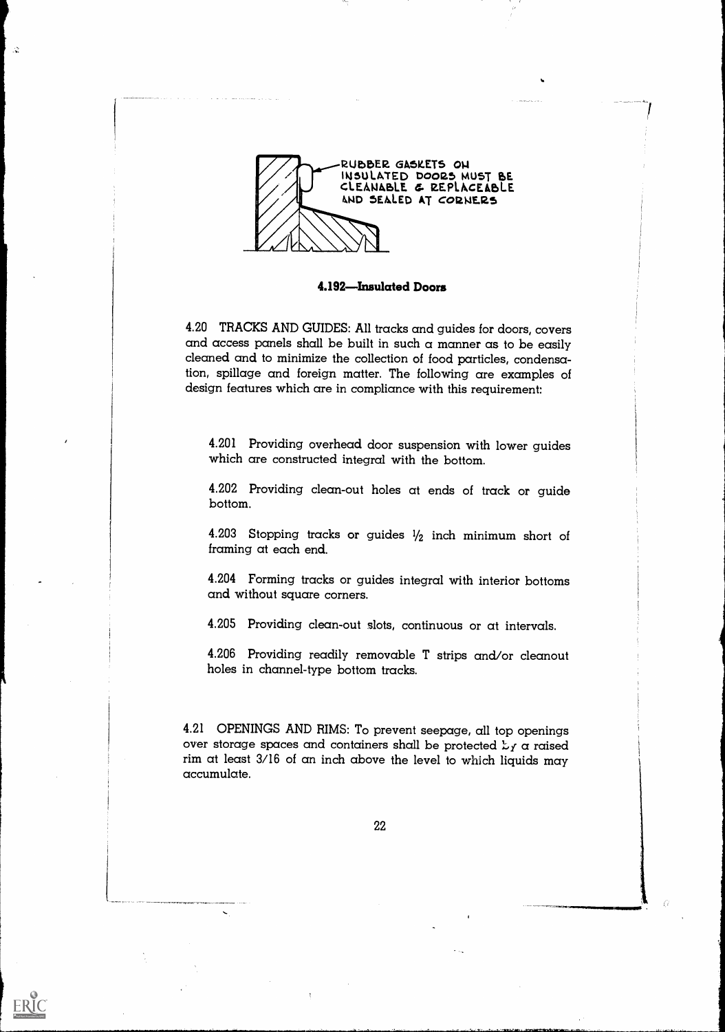RUBBER GASKETS ON INSULATED DOORS MUST BE CLEANABLE & REPLACEABLE AND SEALED AT CORNERS

**4.192—Insulated Doors**

4.20 TRACKS AND GUIDES: All tracks and guides for doors, covers and access panels shall be built in such a manner as to be easily cleaned and to minimize the collection of food particles, condensation, spillage and foreign matter. The following are examples of design features which are in compliance with this requirement:

4.201 Providing overhead door suspension with lower guides which are constructed integral with the bottom.

4.202 Providing clean-out holes at ends of track or guide bottom.

4.203 Stopping tracks or guides ½ inch minimum short of framing at each end.

4.204 Forming tracks or guides integral with interior bottoms and without square corners.

4.205 Providing clean-out slots, continuous or at intervals.

4.206 Providing readily removable T strips and/or cleanout holes in channel-type bottom tracks.

4.21 OPENINGS AND RIMS: To prevent seepage, all top openings over storage spaces and containers shall be protected by a raised rim at least 3/16 of an inch above the level to which liquids may accumulate.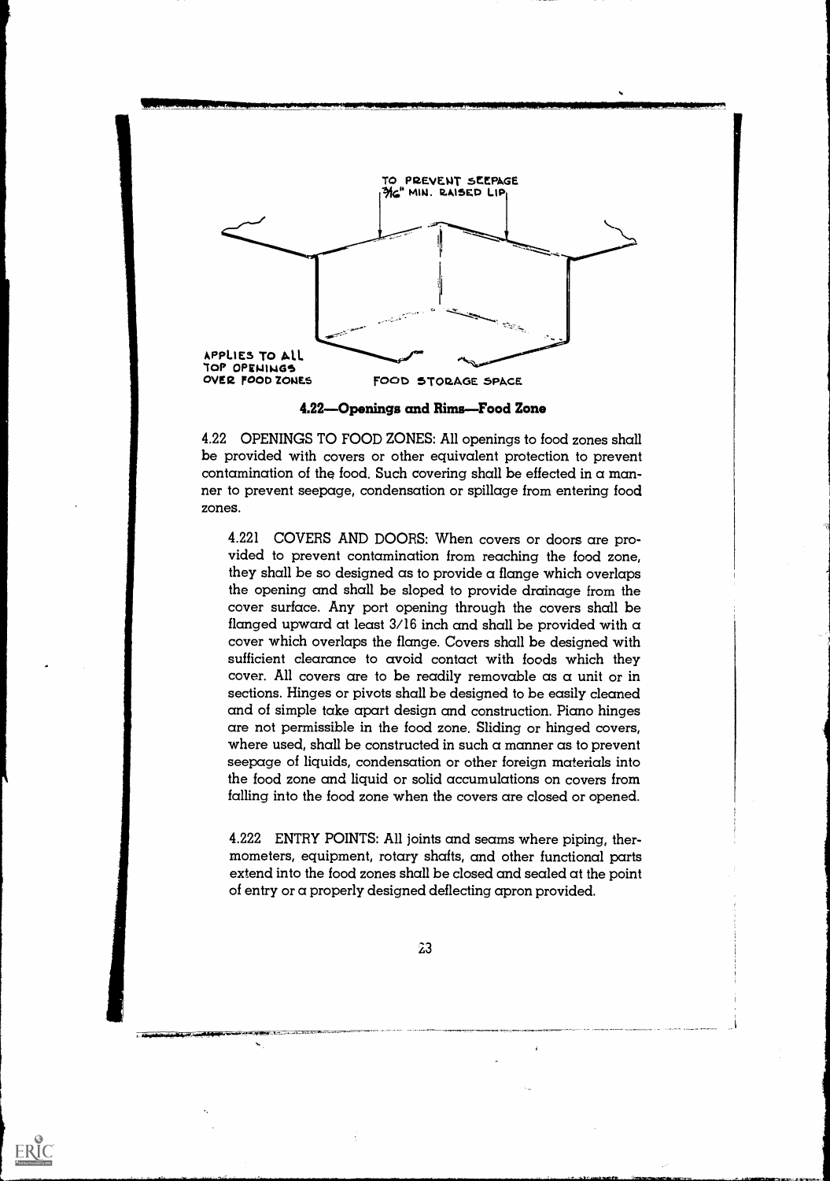TO PREVENT SEEPAGE
3/16" MIN. RAISED LIP

APPLIES TO ALL TOP OPENINGS OVER FOOD ZONES

FOOD STORAGE SPACE

**4.22—Openings and Rims—Food Zone**

4.22 OPENINGS TO FOOD ZONES: All openings to food zones shall be provided with covers or other equivalent protection to prevent contamination of the food. Such covering shall be effected in a manner to prevent seepage, condensation or spillage from entering food zones.

4.221 COVERS AND DOORS: When covers or doors are provided to prevent contamination from reaching the food zone, they shall be so designed as to provide a flange which overlaps the opening and shall be sloped to provide drainage from the cover surface. Any port opening through the covers shall be flanged upward at least 3/16 inch and shall be provided with a cover which overlaps the flange. Covers shall be designed with sufficient clearance to avoid contact with foods which they cover. All covers are to be readily removable as a unit or in sections. Hinges or pivots shall be designed to be easily cleaned and of simple take apart design and construction. Piano hinges are not permissible in the food zone. Sliding or hinged covers, where used, shall be constructed in such a manner as to prevent seepage of liquids, condensation or other foreign materials into the food zone and liquid or solid accumulations on covers from falling into the food zone when the covers are closed or opened.

4.222 ENTRY POINTS: All joints and seams where piping, thermometers, equipment, rotary shafts, and other functional parts extend into the food zones shall be closed and sealed at the point of entry or a properly designed deflecting apron provided.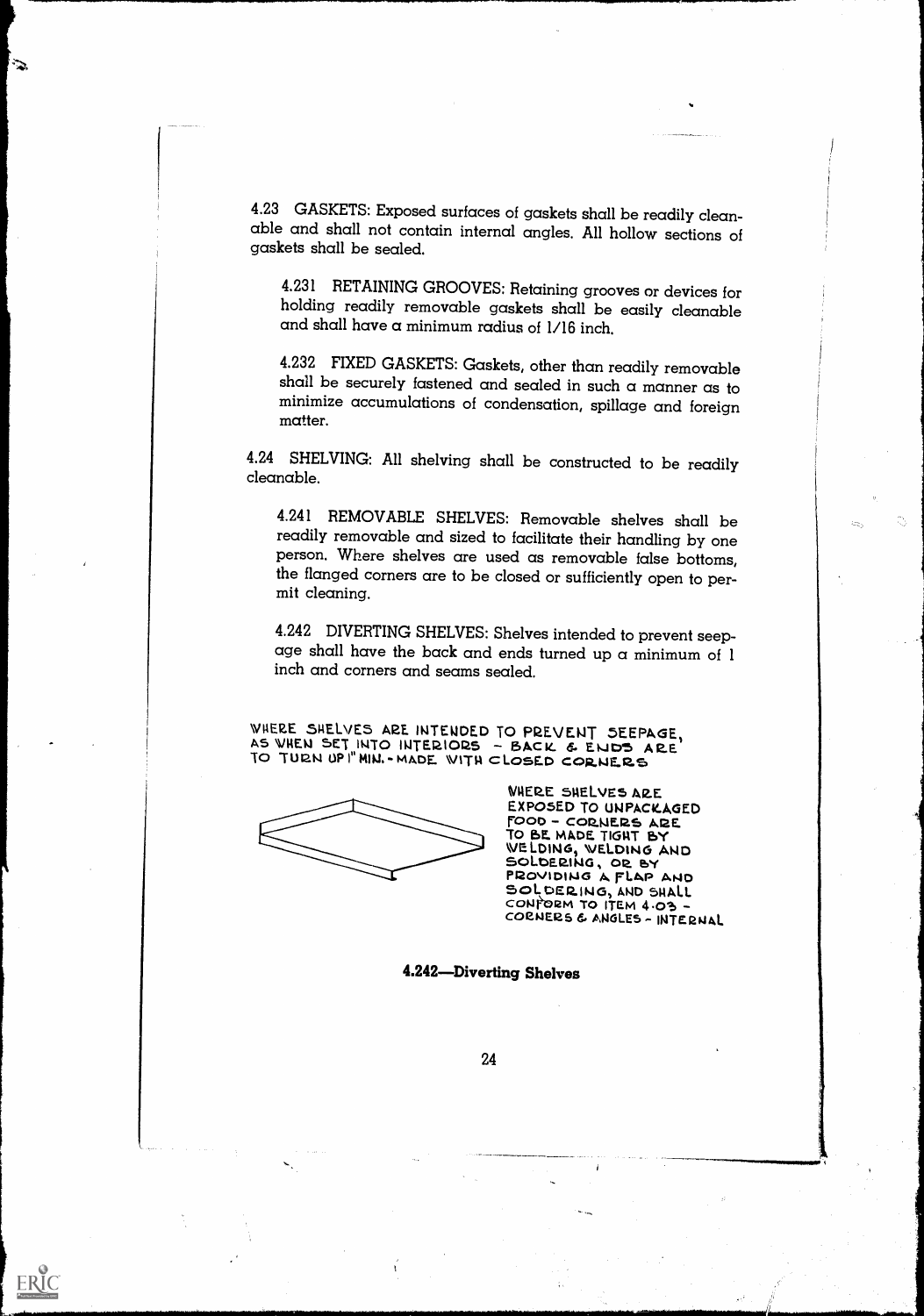4.23 GASKETS: Exposed surfaces of gaskets shall be readily cleanable and shall not contain internal angles. All hollow sections of gaskets shall be sealed.

4.231 RETAINING GROOVES: Retaining grooves or devices for holding readily removable gaskets shall be easily cleanable and shall have a minimum radius of 1/16 inch.

4.232 FIXED GASKETS: Gaskets, other than readily removable shall be securely fastened and sealed in such a manner as to minimize accumulations of condensation, spillage and foreign matter.

4.24 SHELVING: All shelving shall be constructed to be readily cleanable.

4.241 REMOVABLE SHELVES: Removable shelves shall be readily removable and sized to facilitate their handling by one person. Where shelves are used as removable false bottoms, the flanged corners are to be closed or sufficiently open to permit cleaning.

4.242 DIVERTING SHELVES: Shelves intended to prevent seepage shall have the back and ends turned up a minimum of 1 inch and corners and seams sealed.

WHERE SHELVES ARE INTENDED TO PREVENT SEEPAGE, AS WHEN SET INTO INTERIORS - BACK & ENDS ARE TO TURN UP 1" MIN. - MADE WITH CLOSED CORNERS

WHERE SHELVES ARE EXPOSED TO UNPACKAGED FOOD - CORNERS ARE TO BE MADE TIGHT BY WELDING, WELDING AND SOLDERING, OR BY PROVIDING A FLAP AND SOLDERING, AND SHALL CONFORM TO ITEM 4.03 - CORNERS & ANGLES - INTERNAL

**4.242—Diverting Shelves**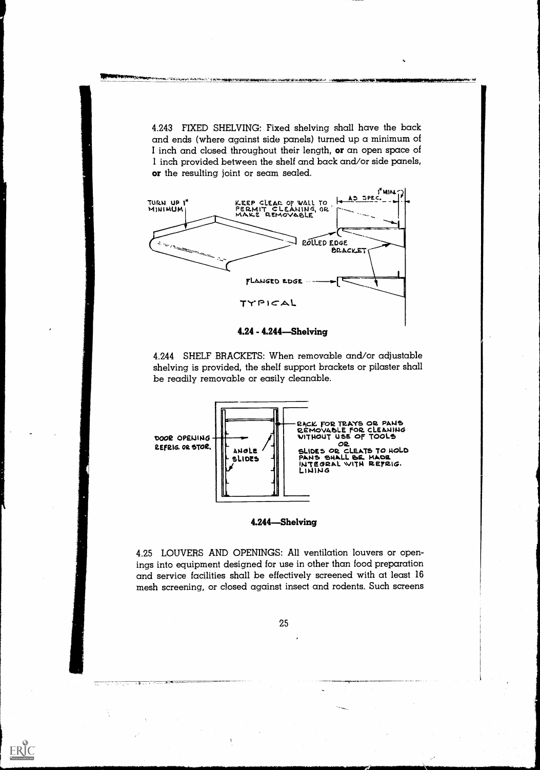4.243 FIXED SHELVING: Fixed shelving shall have the back and ends (where against side panels) turned up a minimum of 1 inch and closed throughout their length, **or** an open space of 1 inch provided between the shelf and back and/or side panels, **or** the resulting joint or seam sealed.

**4.24 - 4.244—Shelving**

4.244 SHELF BRACKETS: When removable and/or adjustable shelving is provided, the shelf support brackets or pilaster shall be readily removable or easily cleanable.

**4.244—Shelving**

4.25 LOUVERS AND OPENINGS: All ventilation louvers or openings into equipment designed for use in other than food preparation and service facilities shall be effectively screened with at least 16 mesh screening, or closed against insect and rodents. Such screens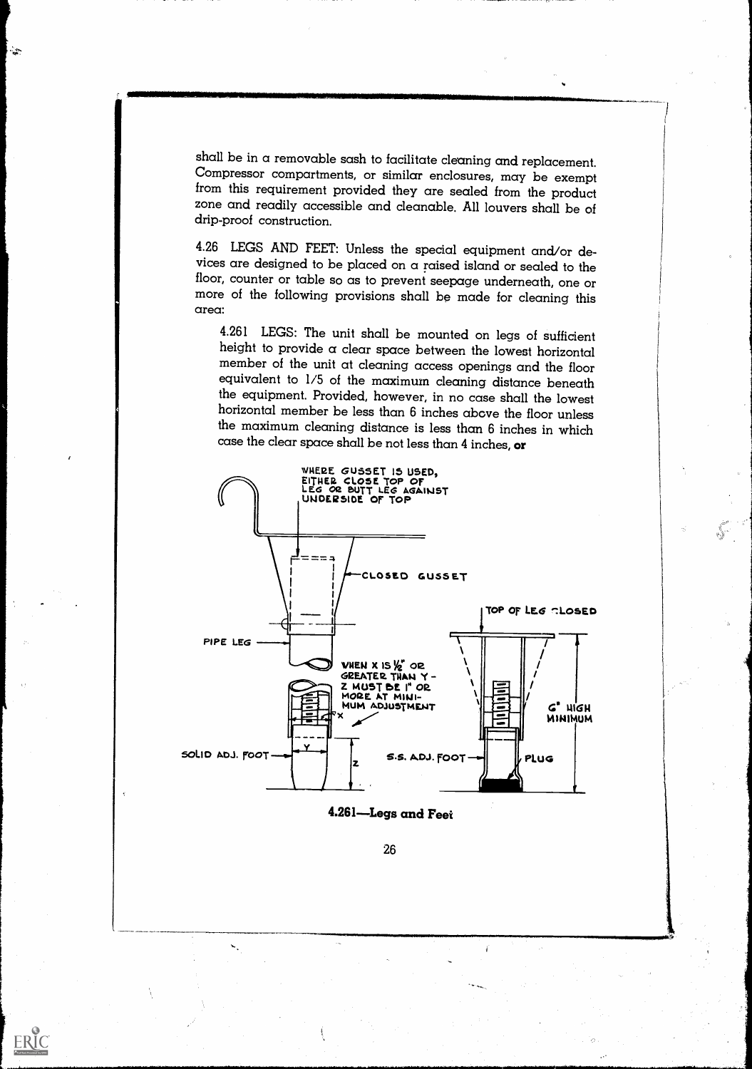shall be in a removable sash to facilitate cleaning and replacement. Compressor compartments, or similar enclosures, may be exempt from this requirement provided they are sealed from the product zone and readily accessible and cleanable. All louvers shall be of drip-proof construction.

4.26 LEGS AND FEET: Unless the special equipment and/or devices are designed to be placed on a raised island or sealed to the floor, counter or table so as to prevent seepage underneath, one or more of the following provisions shall be made for cleaning this area:

4.261 LEGS: The unit shall be mounted on legs of sufficient height to provide a clear space between the lowest horizontal member of the unit at cleaning access openings and the floor equivalent to 1/5 of the maximum cleaning distance beneath the equipment. Provided, however, in no case shall the lowest horizontal member be less than 6 inches above the floor unless the maximum cleaning distance is less than 6 inches in which case the clear space shall be not less than 4 inches, **or**

WHERE GUSSET IS USED, EITHER CLOSE TOP OF LEG OR BUTT LEG AGAINST UNDERSIDE OF TOP

CLOSED GUSSET

TOP OF LEG CLOSED

PIPE LEG

WHEN X IS ½" OR GREATER THAN Y - Z MUST BE 1" OR MORE AT MINIMUM ADJUSTMENT

6" HIGH MINIMUM

SOLID ADJ. FOOT

S.S. ADJ. FOOT

PLUG

**4.261—Legs and Feet**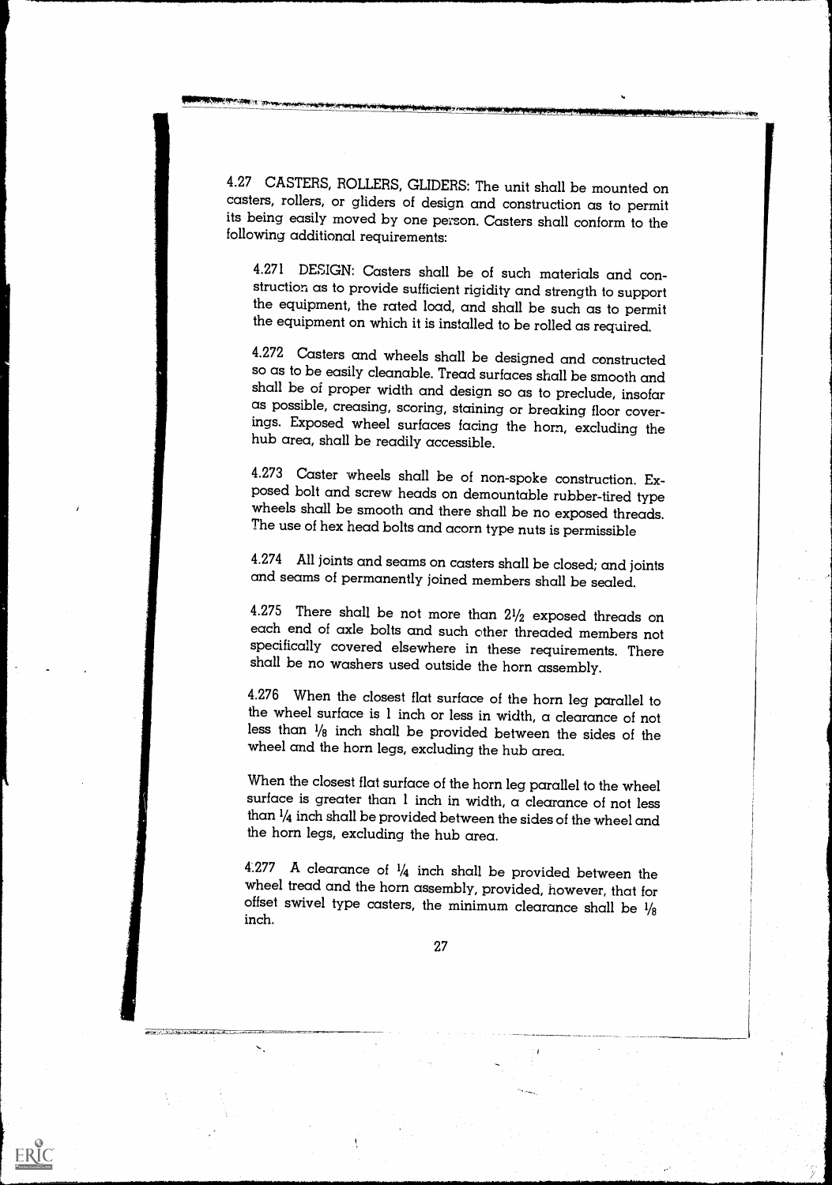4.27 CASTERS, ROLLERS, GLIDERS: The unit shall be mounted on casters, rollers, or gliders of design and construction as to permit its being easily moved by one person. Casters shall conform to the following additional requirements:

4.271 DESIGN: Casters shall be of such materials and construction as to provide sufficient rigidity and strength to support the equipment, the rated load, and shall be such as to permit the equipment on which it is installed to be rolled as required.

4.272 Casters and wheels shall be designed and constructed so as to be easily cleanable. Tread surfaces shall be smooth and shall be of proper width and design so as to preclude, insofar as possible, creasing, scoring, staining or breaking floor coverings. Exposed wheel surfaces facing the horn, excluding the hub area, shall be readily accessible.

4.273 Caster wheels shall be of non-spoke construction. Exposed bolt and screw heads on demountable rubber-tired type wheels shall be smooth and there shall be no exposed threads. The use of hex head bolts and acorn type nuts is permissible

4.274 All joints and seams on casters shall be closed; and joints and seams of permanently joined members shall be sealed.

4.275 There shall be not more than 2½ exposed threads on each end of axle bolts and such other threaded members not specifically covered elsewhere in these requirements. There shall be no washers used outside the horn assembly.

4.276 When the closest flat surface of the horn leg parallel to the wheel surface is 1 inch or less in width, a clearance of not less than ⅛ inch shall be provided between the sides of the wheel and the horn legs, excluding the hub area.

When the closest flat surface of the horn leg parallel to the wheel surface is greater than 1 inch in width, a clearance of not less than ¼ inch shall be provided between the sides of the wheel and the horn legs, excluding the hub area.

4.277 A clearance of ¼ inch shall be provided between the wheel tread and the horn assembly, provided, however, that for offset swivel type casters, the minimum clearance shall be ⅛ inch.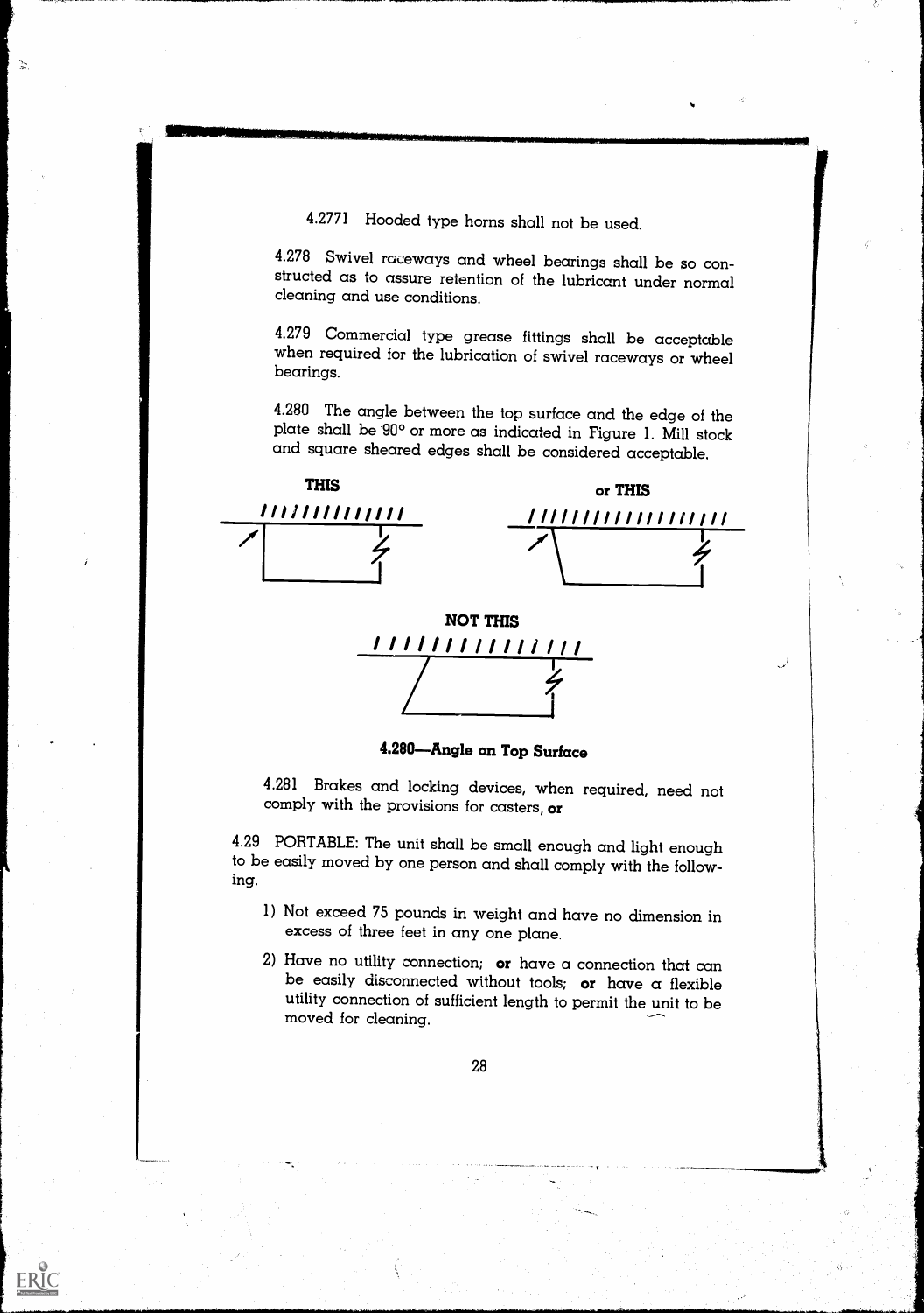4.2771 Hooded type horns shall not be used.

4.278 Swivel raceways and wheel bearings shall be so constructed as to assure retention of the lubricant under normal cleaning and use conditions.

4.279 Commercial type grease fittings shall be acceptable when required for the lubrication of swivel raceways or wheel bearings.

4.280 The angle between the top surface and the edge of the plate shall be 90° or more as indicated in Figure 1. Mill stock and square sheared edges shall be considered acceptable.

**THIS** **or THIS**

**NOT THIS**

**4.280—Angle on Top Surface**

4.281 Brakes and locking devices, when required, need not comply with the provisions for casters, **or**

4.29 PORTABLE: The unit shall be small enough and light enough to be easily moved by one person and shall comply with the following.

1) Not exceed 75 pounds in weight and have no dimension in excess of three feet in any one plane.
2) Have no utility connection; **or** have a connection that can be easily disconnected without tools; **or** have a flexible utility connection of sufficient length to permit the unit to be moved for cleaning.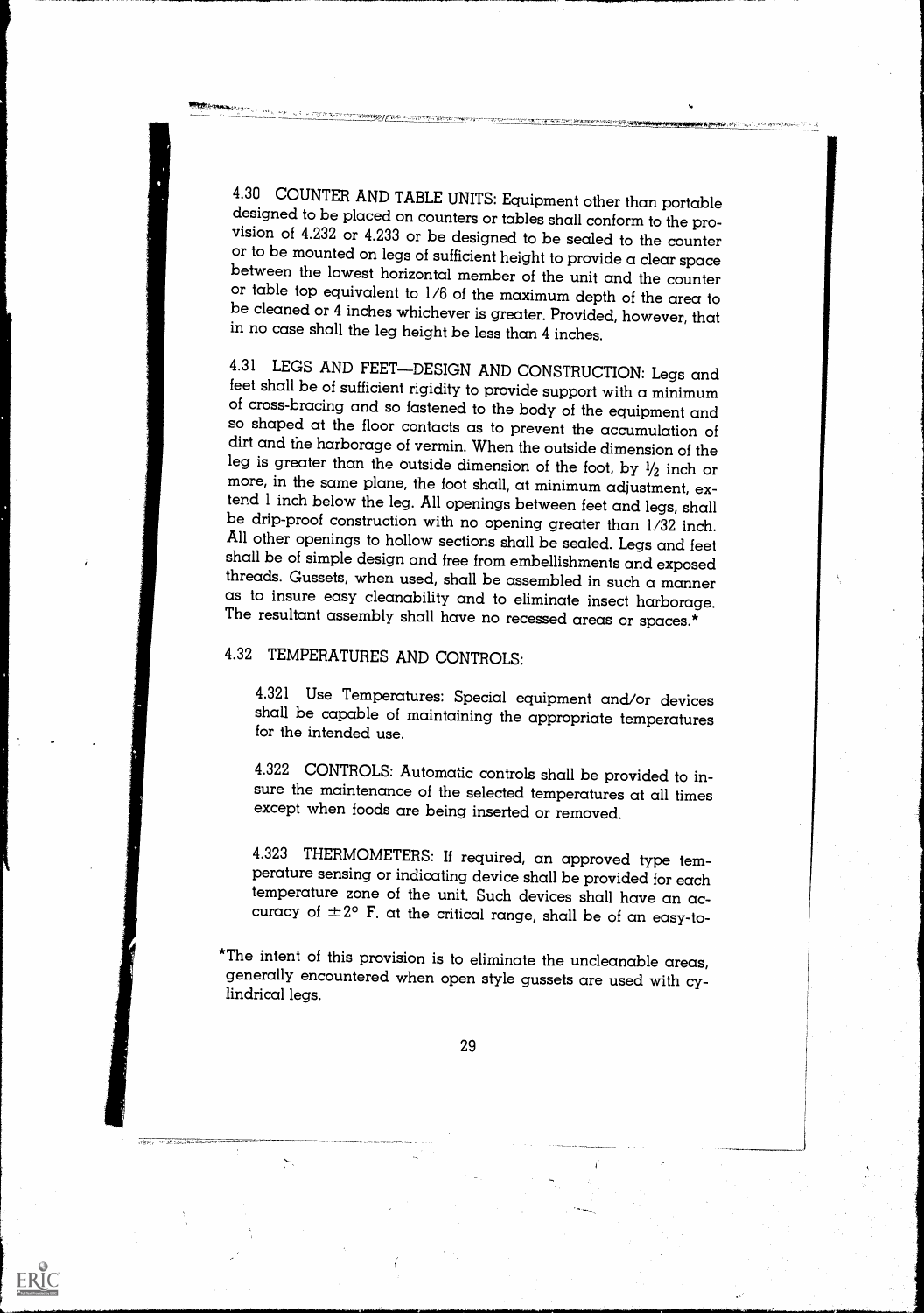4.30 COUNTER AND TABLE UNITS: Equipment other than portable designed to be placed on counters or tables shall conform to the provision of 4.232 or 4.233 or be designed to be sealed to the counter or to be mounted on legs of sufficient height to provide a clear space between the lowest horizontal member of the unit and the counter or table top equivalent to 1/6 of the maximum depth of the area to be cleaned or 4 inches whichever is greater. Provided, however, that in no case shall the leg height be less than 4 inches.

4.31 LEGS AND FEET—DESIGN AND CONSTRUCTION: Legs and feet shall be of sufficient rigidity to provide support with a minimum of cross-bracing and so fastened to the body of the equipment and so shaped at the floor contacts as to prevent the accumulation of dirt and the harborage of vermin. When the outside dimension of the leg is greater than the outside dimension of the foot, by ½ inch or more, in the same plane, the foot shall, at minimum adjustment, extend 1 inch below the leg. All openings between feet and legs, shall be drip-proof construction with no opening greater than 1/32 inch. All other openings to hollow sections shall be sealed. Legs and feet shall be of simple design and free from embellishments and exposed threads. Gussets, when used, shall be assembled in such a manner as to insure easy cleanability and to eliminate insect harborage. The resultant assembly shall have no recessed areas or spaces.*

4.32 TEMPERATURES AND CONTROLS:

4.321 Use Temperatures: Special equipment and/or devices shall be capable of maintaining the appropriate temperatures for the intended use.

4.322 CONTROLS: Automatic controls shall be provided to insure the maintenance of the selected temperatures at all times except when foods are being inserted or removed.

4.323 THERMOMETERS: If required, an approved type temperature sensing or indicating device shall be provided for each temperature zone of the unit. Such devices shall have an accuracy of $\pm 2°$ F. at the critical range, shall be of an easy-to-

*The intent of this provision is to eliminate the uncleanable areas, generally encountered when open style gussets are used with cylindrical legs.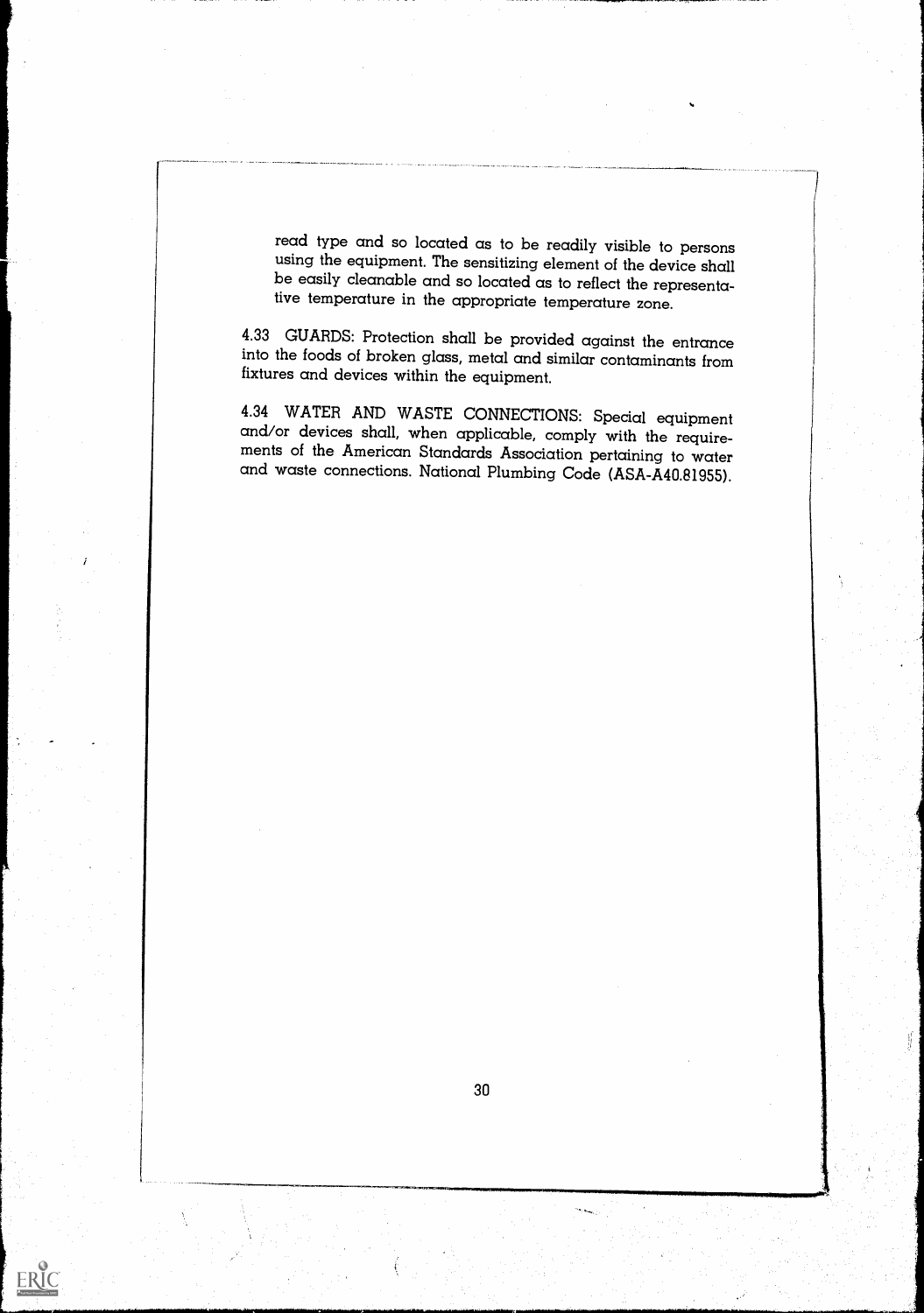read type and so located as to be readily visible to persons using the equipment. The sensitizing element of the device shall be easily cleanable and so located as to reflect the representative temperature in the appropriate temperature zone.

4.33 GUARDS: Protection shall be provided against the entrance into the foods of broken glass, metal and similar contaminants from fixtures and devices within the equipment.

4.34 WATER AND WASTE CONNECTIONS: Special equipment and/or devices shall, when applicable, comply with the requirements of the American Standards Association pertaining to water and waste connections. National Plumbing Code (ASA-A40.81955).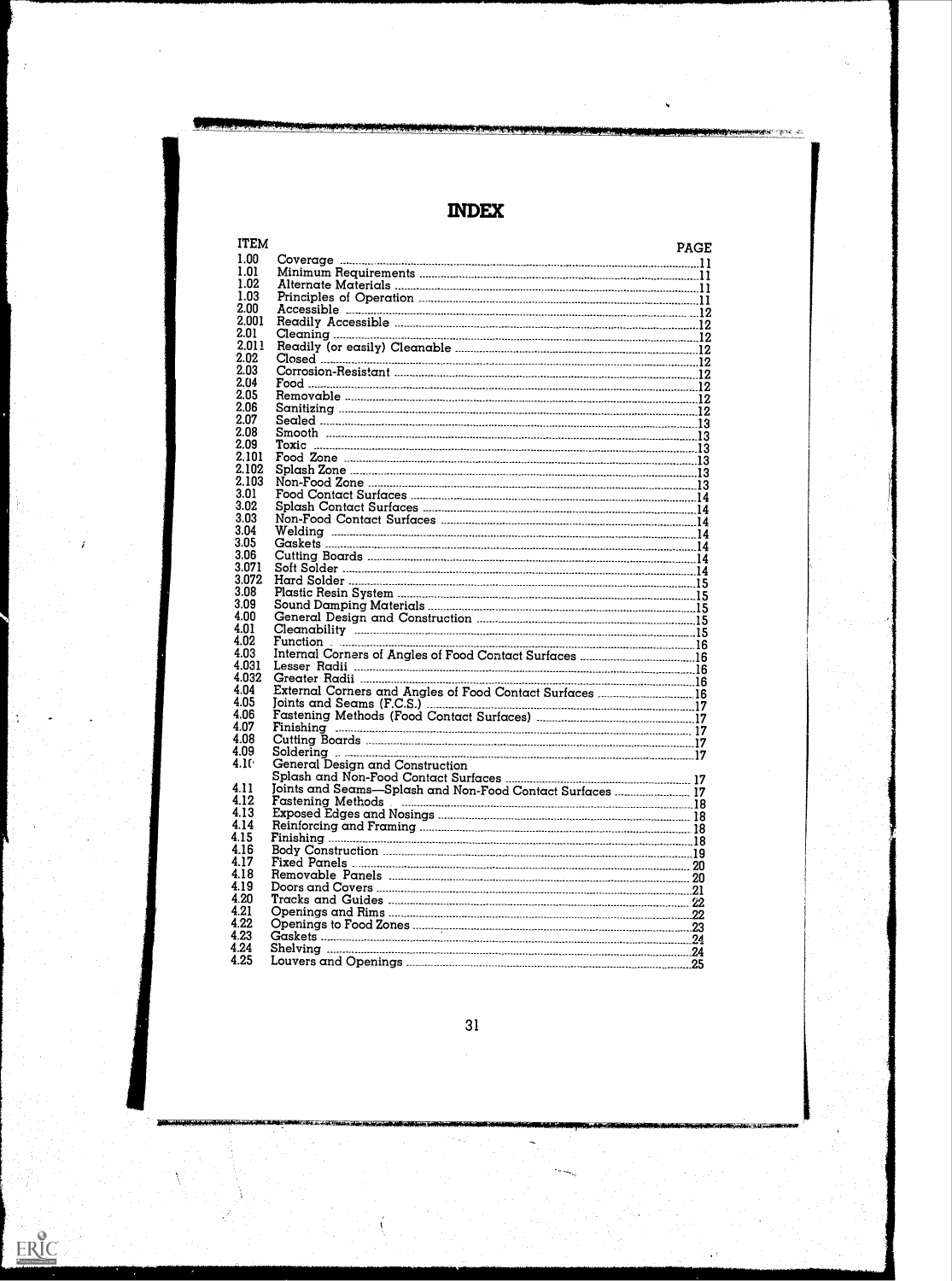# INDEX

| ITEM | | PAGE |
|---|---|---|
| 1.00 | Coverage | 11 |
| 1.01 | Minimum Requirements | 11 |
| 1.02 | Alternate Materials | 11 |
| 1.03 | Principles of Operation | 11 |
| 2.00 | Accessible | 12 |
| 2.001 | Readily Accessible | 12 |
| 2.01 | Cleaning | 12 |
| 2.011 | Readily (or easily) Cleanable | 12 |
| 2.02 | Closed | 12 |
| 2.03 | Corrosion-Resistant | 12 |
| 2.04 | Food | 12 |
| 2.05 | Removable | 12 |
| 2.06 | Sanitizing | 12 |
| 2.07 | Sealed | 13 |
| 2.08 | Smooth | 13 |
| 2.09 | Toxic | 13 |
| 2.101 | Food Zone | 13 |
| 2.102 | Splash Zone | 13 |
| 2.103 | Non-Food Zone | 13 |
| 3.01 | Food Contact Surfaces | 14 |
| 3.02 | Splash Contact Surfaces | 14 |
| 3.03 | Non-Food Contact Surfaces | 14 |
| 3.04 | Welding | 14 |
| 3.05 | Gaskets | 14 |
| 3.06 | Cutting Boards | 14 |
| 3.071 | Soft Solder | 14 |
| 3.072 | Hard Solder | 15 |
| 3.08 | Plastic Resin System | 15 |
| 3.09 | Sound Damping Materials | 15 |
| 4.00 | General Design and Construction | 15 |
| 4.01 | Cleanability | 15 |
| 4.02 | Function | 16 |
| 4.03 | Internal Corners of Angles of Food Contact Surfaces | 16 |
| 4.031 | Lesser Radii | 16 |
| 4.032 | Greater Radii | 16 |
| 4.04 | External Corners and Angles of Food Contact Surfaces | 16 |
| 4.05 | Joints and Seams (F.C.S.) | 17 |
| 4.06 | Fastening Methods (Food Contact Surfaces) | 17 |
| 4.07 | Finishing | 17 |
| 4.08 | Cutting Boards | 17 |
| 4.09 | Soldering | 17 |
| 4.10 | General Design and Construction Splash and Non-Food Contact Surfaces | 17 |
| 4.11 | Joints and Seams—Splash and Non-Food Contact Surfaces | 17 |
| 4.12 | Fastening Methods | 18 |
| 4.13 | Exposed Edges and Nosings | 18 |
| 4.14 | Reinforcing and Framing | 18 |
| 4.15 | Finishing | 18 |
| 4.16 | Body Construction | 19 |
| 4.17 | Fixed Panels | 20 |
| 4.18 | Removable Panels | 20 |
| 4.19 | Doors and Covers | 21 |
| 4.20 | Tracks and Guides | 22 |
| 4.21 | Openings and Rims | 22 |
| 4.22 | Openings to Food Zones | 23 |
| 4.23 | Gaskets | 24 |
| 4.24 | Shelving | 24 |
| 4.25 | Louvers and Openings | 25 |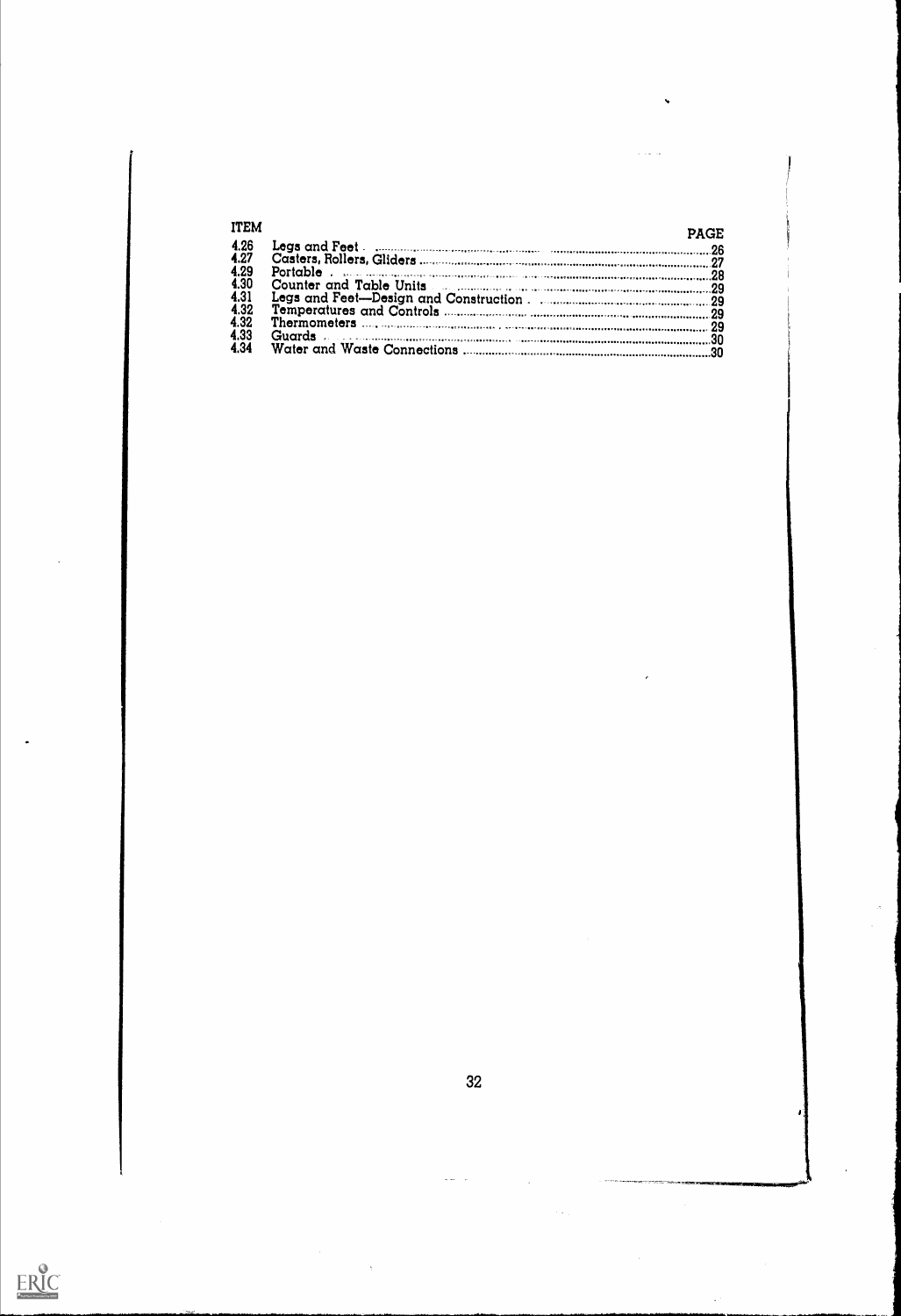| ITEM | | PAGE |
|---|---|---|
| 4.26 | Legs and Feet | 26 |
| 4.27 | Casters, Rollers, Gliders | 27 |
| 4.29 | Portable | 28 |
| 4.30 | Counter and Table Units | 29 |
| 4.31 | Legs and Feet—Design and Construction | 29 |
| 4.32 | Temperatures and Controls | 29 |
| 4.32 | Thermometers | 29 |
| 4.33 | Guards | 30 |
| 4.34 | Water and Waste Connections | 30 |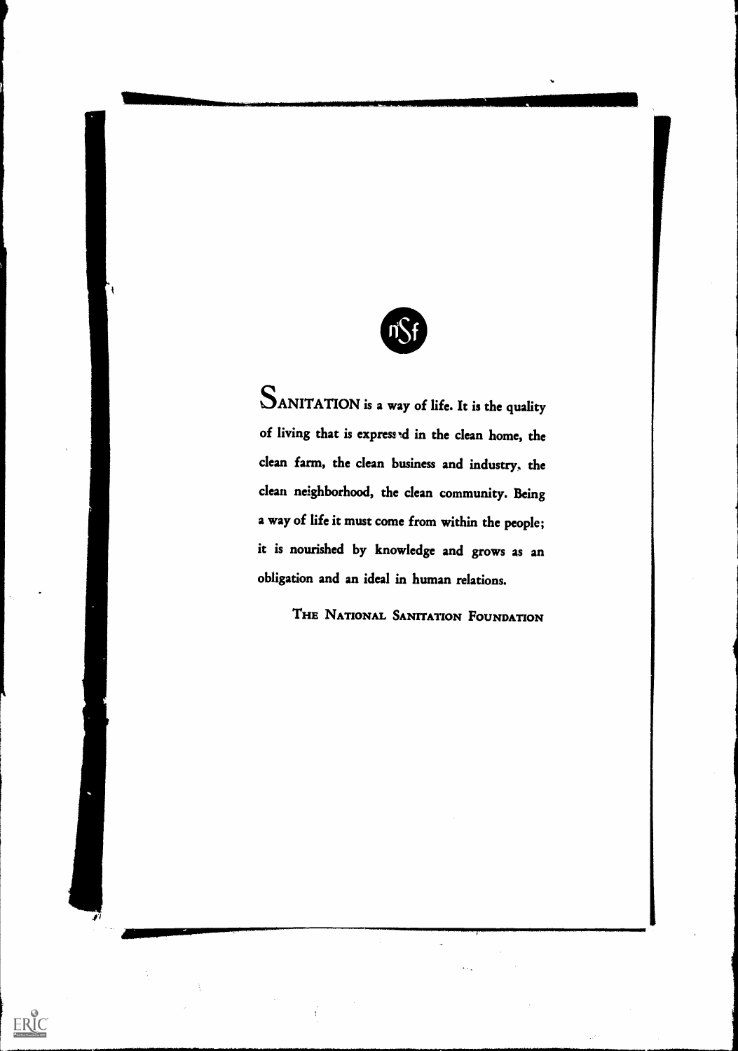SANITATION is a way of life. It is the quality of living that is expressed in the clean home, the clean farm, the clean business and industry, the clean neighborhood, the clean community. Being a way of life it must come from within the people; it is nourished by knowledge and grows as an obligation and an ideal in human relations.

THE NATIONAL SANITATION FOUNDATION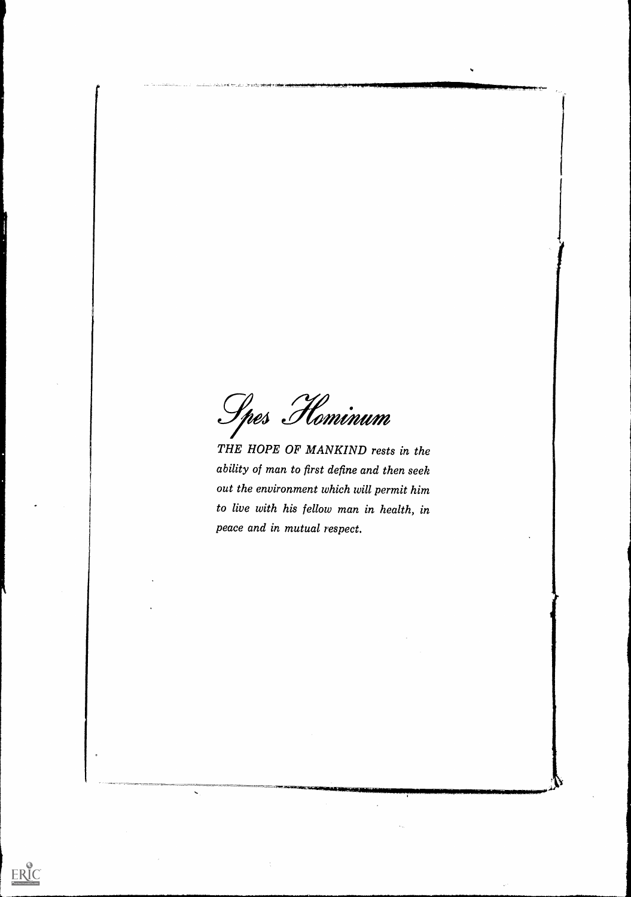*Spes Hominum*

*THE HOPE OF MANKIND rests in the ability of man to first define and then seek out the environment which will permit him to live with his fellow man in health, in peace and in mutual respect.*